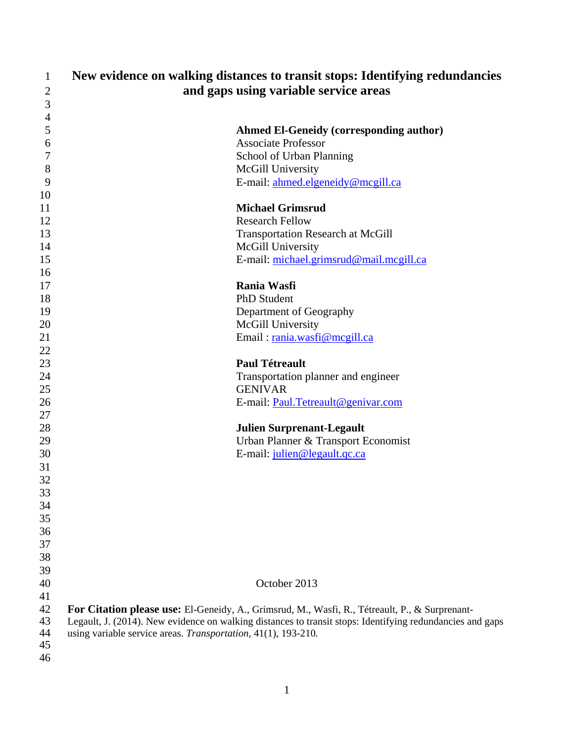# New evidence on walking distances to transit stops: Identifying redundancies and gaps using variable service areas

**Ahmed El-Geneidy (corresponding author)**
Associate Professor
School of Urban Planning
McGill University
E-mail: ahmed.elgeneidy@mcgill.ca

**Michael Grimsrud**
Research Fellow
Transportation Research at McGill
McGill University
E-mail: michael.grimsrud@mail.mcgill.ca

**Rania Wasfi**
PhD Student
Department of Geography
McGill University
Email : rania.wasfi@mcgill.ca

**Paul Tétreault**
Transportation planner and engineer
GENIVAR
E-mail: Paul.Tetreault@genivar.com

**Julien Surprenant-Legault**
Urban Planner & Transport Economist
E-mail: julien@legault.qc.ca

October 2013

**For Citation please use:** El-Geneidy, A., Grimsrud, M., Wasfi, R., Tétreault, P., & Surprenant-Legault, J. (2014). New evidence on walking distances to transit stops: Identifying redundancies and gaps using variable service areas. *Transportation*, 41(1), 193-210.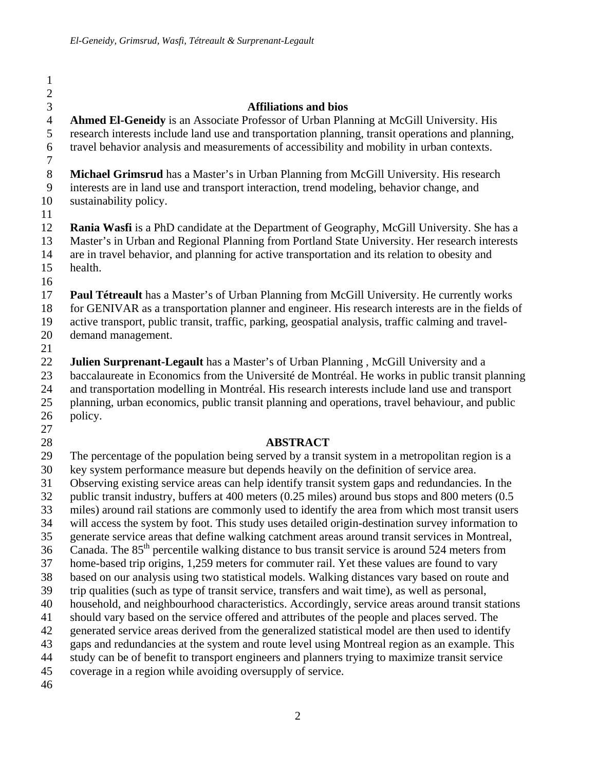## Affiliations and bios

**Ahmed El-Geneidy** is an Associate Professor of Urban Planning at McGill University. His research interests include land use and transportation planning, transit operations and planning, travel behavior analysis and measurements of accessibility and mobility in urban contexts.

**Michael Grimsrud** has a Master's in Urban Planning from McGill University. His research interests are in land use and transport interaction, trend modeling, behavior change, and sustainability policy.

**Rania Wasfi** is a PhD candidate at the Department of Geography, McGill University. She has a Master's in Urban and Regional Planning from Portland State University. Her research interests are in travel behavior, and planning for active transportation and its relation to obesity and health.

**Paul Tétreault** has a Master's of Urban Planning from McGill University. He currently works for GENIVAR as a transportation planner and engineer. His research interests are in the fields of active transport, public transit, traffic, parking, geospatial analysis, traffic calming and travel-demand management.

**Julien Surprenant-Legault** has a Master's of Urban Planning , McGill University and a baccalaureate in Economics from the Université de Montréal. He works in public transit planning and transportation modelling in Montréal. His research interests include land use and transport planning, urban economics, public transit planning and operations, travel behaviour, and public policy.

## ABSTRACT

The percentage of the population being served by a transit system in a metropolitan region is a key system performance measure but depends heavily on the definition of service area. Observing existing service areas can help identify transit system gaps and redundancies. In the public transit industry, buffers at 400 meters (0.25 miles) around bus stops and 800 meters (0.5 miles) around rail stations are commonly used to identify the area from which most transit users will access the system by foot. This study uses detailed origin-destination survey information to generate service areas that define walking catchment areas around transit services in Montreal, Canada. The 85$^{th}$ percentile walking distance to bus transit service is around 524 meters from home-based trip origins, 1,259 meters for commuter rail. Yet these values are found to vary based on our analysis using two statistical models. Walking distances vary based on route and trip qualities (such as type of transit service, transfers and wait time), as well as personal, household, and neighbourhood characteristics. Accordingly, service areas around transit stations should vary based on the service offered and attributes of the people and places served. The generated service areas derived from the generalized statistical model are then used to identify gaps and redundancies at the system and route level using Montreal region as an example. This study can be of benefit to transport engineers and planners trying to maximize transit service coverage in a region while avoiding oversupply of service.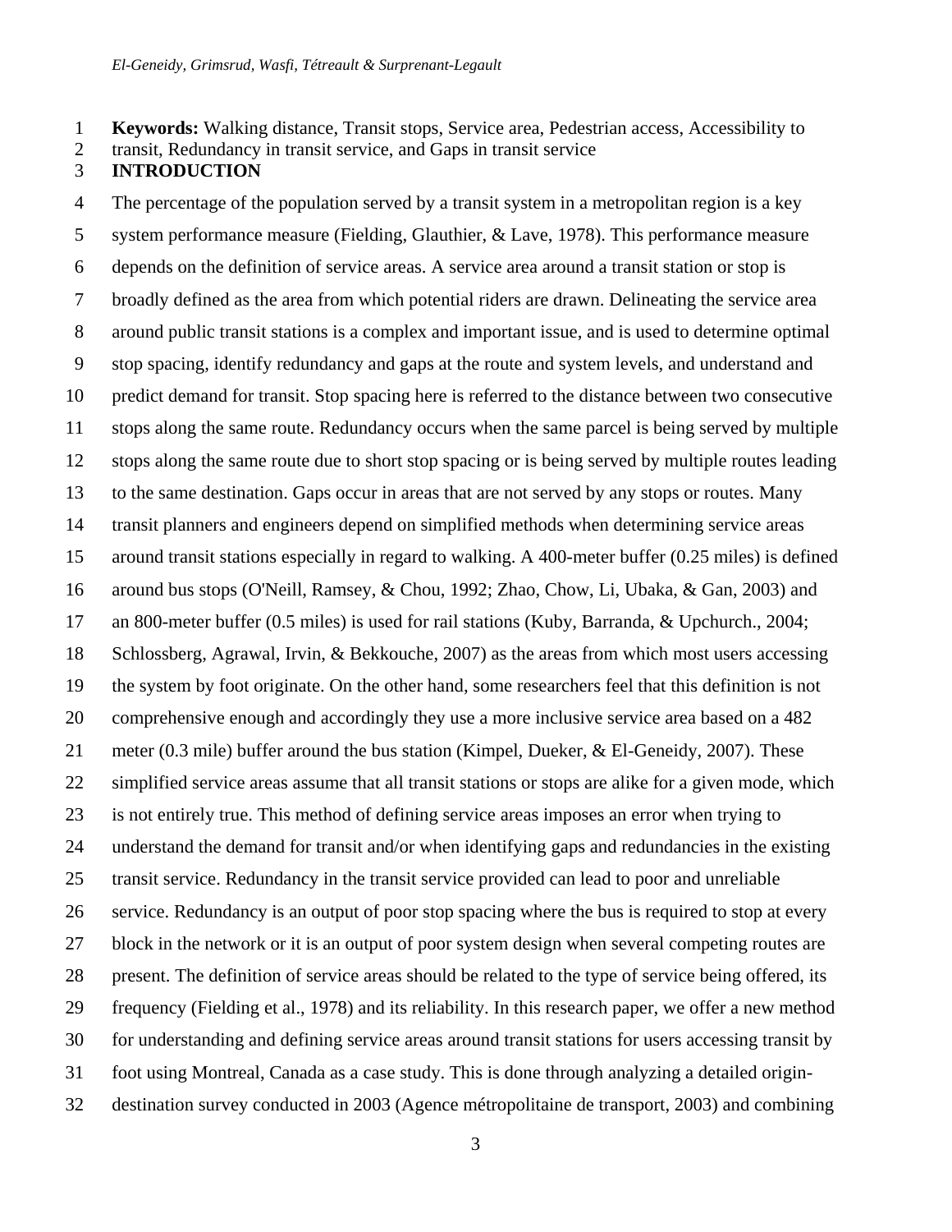**Keywords:** Walking distance, Transit stops, Service area, Pedestrian access, Accessibility to transit, Redundancy in transit service, and Gaps in transit service

## INTRODUCTION

The percentage of the population served by a transit system in a metropolitan region is a key system performance measure (Fielding, Glauthier, & Lave, 1978). This performance measure depends on the definition of service areas. A service area around a transit station or stop is broadly defined as the area from which potential riders are drawn. Delineating the service area around public transit stations is a complex and important issue, and is used to determine optimal stop spacing, identify redundancy and gaps at the route and system levels, and understand and predict demand for transit. Stop spacing here is referred to the distance between two consecutive stops along the same route. Redundancy occurs when the same parcel is being served by multiple stops along the same route due to short stop spacing or is being served by multiple routes leading to the same destination. Gaps occur in areas that are not served by any stops or routes. Many transit planners and engineers depend on simplified methods when determining service areas around transit stations especially in regard to walking. A 400-meter buffer (0.25 miles) is defined around bus stops (O'Neill, Ramsey, & Chou, 1992; Zhao, Chow, Li, Ubaka, & Gan, 2003) and an 800-meter buffer (0.5 miles) is used for rail stations (Kuby, Barranda, & Upchurch., 2004; Schlossberg, Agrawal, Irvin, & Bekkouche, 2007) as the areas from which most users accessing the system by foot originate. On the other hand, some researchers feel that this definition is not comprehensive enough and accordingly they use a more inclusive service area based on a 482 meter (0.3 mile) buffer around the bus station (Kimpel, Dueker, & El-Geneidy, 2007). These simplified service areas assume that all transit stations or stops are alike for a given mode, which is not entirely true. This method of defining service areas imposes an error when trying to understand the demand for transit and/or when identifying gaps and redundancies in the existing transit service. Redundancy in the transit service provided can lead to poor and unreliable service. Redundancy is an output of poor stop spacing where the bus is required to stop at every block in the network or it is an output of poor system design when several competing routes are present. The definition of service areas should be related to the type of service being offered, its frequency (Fielding et al., 1978) and its reliability. In this research paper, we offer a new method for understanding and defining service areas around transit stations for users accessing transit by foot using Montreal, Canada as a case study. This is done through analyzing a detailed origin-destination survey conducted in 2003 (Agence métropolitaine de transport, 2003) and combining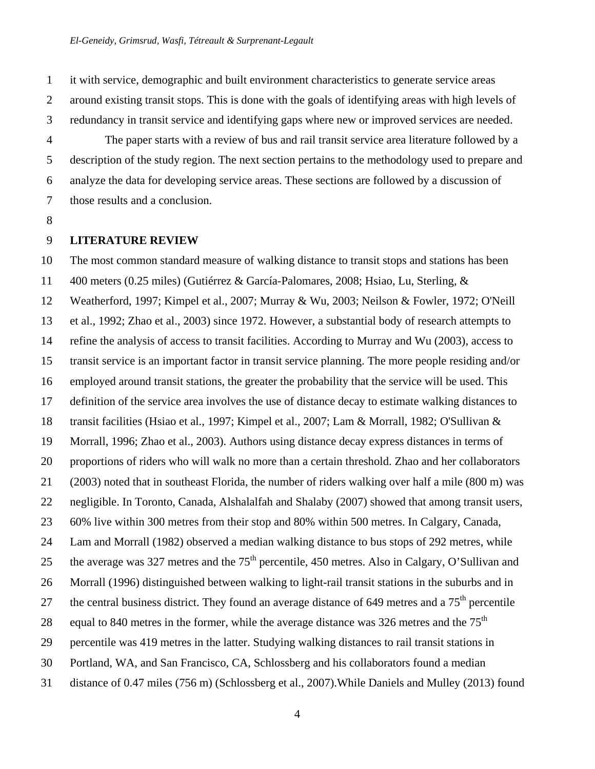it with service, demographic and built environment characteristics to generate service areas around existing transit stops. This is done with the goals of identifying areas with high levels of redundancy in transit service and identifying gaps where new or improved services are needed.

The paper starts with a review of bus and rail transit service area literature followed by a description of the study region. The next section pertains to the methodology used to prepare and analyze the data for developing service areas. These sections are followed by a discussion of those results and a conclusion.

## LITERATURE REVIEW

The most common standard measure of walking distance to transit stops and stations has been 400 meters (0.25 miles) (Gutiérrez & García-Palomares, 2008; Hsiao, Lu, Sterling, & Weatherford, 1997; Kimpel et al., 2007; Murray & Wu, 2003; Neilson & Fowler, 1972; O'Neill et al., 1992; Zhao et al., 2003) since 1972. However, a substantial body of research attempts to refine the analysis of access to transit facilities. According to Murray and Wu (2003), access to transit service is an important factor in transit service planning. The more people residing and/or employed around transit stations, the greater the probability that the service will be used. This definition of the service area involves the use of distance decay to estimate walking distances to transit facilities (Hsiao et al., 1997; Kimpel et al., 2007; Lam & Morrall, 1982; O'Sullivan & Morrall, 1996; Zhao et al., 2003). Authors using distance decay express distances in terms of proportions of riders who will walk no more than a certain threshold. Zhao and her collaborators (2003) noted that in southeast Florida, the number of riders walking over half a mile (800 m) was negligible. In Toronto, Canada, Alshalalfah and Shalaby (2007) showed that among transit users, 60% live within 300 metres from their stop and 80% within 500 metres. In Calgary, Canada, Lam and Morrall (1982) observed a median walking distance to bus stops of 292 metres, while the average was 327 metres and the 75$^{th}$ percentile, 450 metres. Also in Calgary, O'Sullivan and Morrall (1996) distinguished between walking to light-rail transit stations in the suburbs and in the central business district. They found an average distance of 649 metres and a 75$^{th}$ percentile equal to 840 metres in the former, while the average distance was 326 metres and the 75$^{th}$ percentile was 419 metres in the latter. Studying walking distances to rail transit stations in Portland, WA, and San Francisco, CA, Schlossberg and his collaborators found a median distance of 0.47 miles (756 m) (Schlossberg et al., 2007).While Daniels and Mulley (2013) found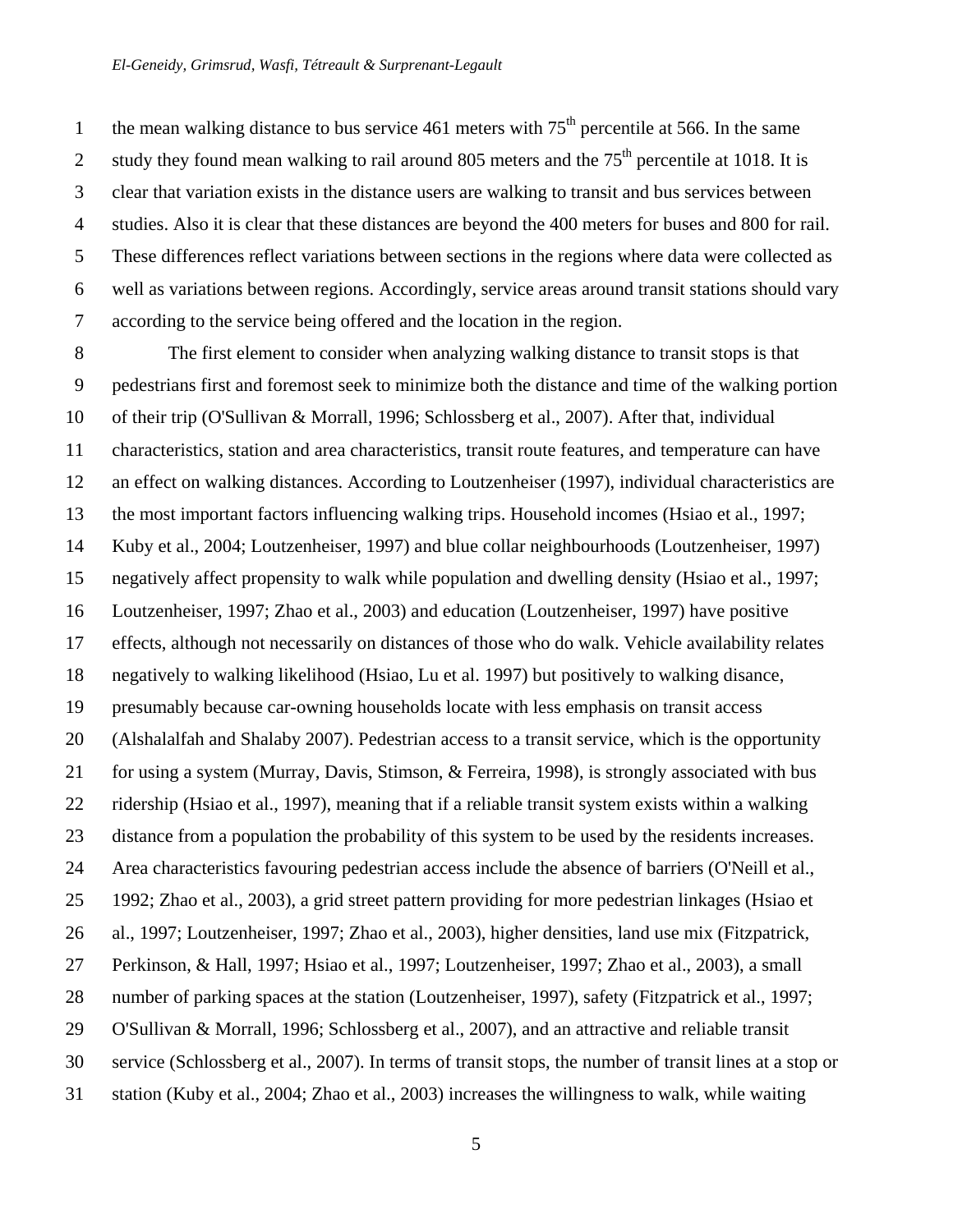the mean walking distance to bus service 461 meters with 75th percentile at 566. In the same study they found mean walking to rail around 805 meters and the 75th percentile at 1018. It is clear that variation exists in the distance users are walking to transit and bus services between studies. Also it is clear that these distances are beyond the 400 meters for buses and 800 for rail. These differences reflect variations between sections in the regions where data were collected as well as variations between regions. Accordingly, service areas around transit stations should vary according to the service being offered and the location in the region.

The first element to consider when analyzing walking distance to transit stops is that pedestrians first and foremost seek to minimize both the distance and time of the walking portion of their trip (O'Sullivan & Morrall, 1996; Schlossberg et al., 2007). After that, individual characteristics, station and area characteristics, transit route features, and temperature can have an effect on walking distances. According to Loutzenheiser (1997), individual characteristics are the most important factors influencing walking trips. Household incomes (Hsiao et al., 1997; Kuby et al., 2004; Loutzenheiser, 1997) and blue collar neighbourhoods (Loutzenheiser, 1997) negatively affect propensity to walk while population and dwelling density (Hsiao et al., 1997; Loutzenheiser, 1997; Zhao et al., 2003) and education (Loutzenheiser, 1997) have positive effects, although not necessarily on distances of those who do walk. Vehicle availability relates negatively to walking likelihood (Hsiao, Lu et al. 1997) but positively to walking disance, presumably because car-owning households locate with less emphasis on transit access (Alshalalfah and Shalaby 2007). Pedestrian access to a transit service, which is the opportunity for using a system (Murray, Davis, Stimson, & Ferreira, 1998), is strongly associated with bus ridership (Hsiao et al., 1997), meaning that if a reliable transit system exists within a walking distance from a population the probability of this system to be used by the residents increases. Area characteristics favouring pedestrian access include the absence of barriers (O'Neill et al., 1992; Zhao et al., 2003), a grid street pattern providing for more pedestrian linkages (Hsiao et al., 1997; Loutzenheiser, 1997; Zhao et al., 2003), higher densities, land use mix (Fitzpatrick, Perkinson, & Hall, 1997; Hsiao et al., 1997; Loutzenheiser, 1997; Zhao et al., 2003), a small number of parking spaces at the station (Loutzenheiser, 1997), safety (Fitzpatrick et al., 1997; O'Sullivan & Morrall, 1996; Schlossberg et al., 2007), and an attractive and reliable transit service (Schlossberg et al., 2007). In terms of transit stops, the number of transit lines at a stop or station (Kuby et al., 2004; Zhao et al., 2003) increases the willingness to walk, while waiting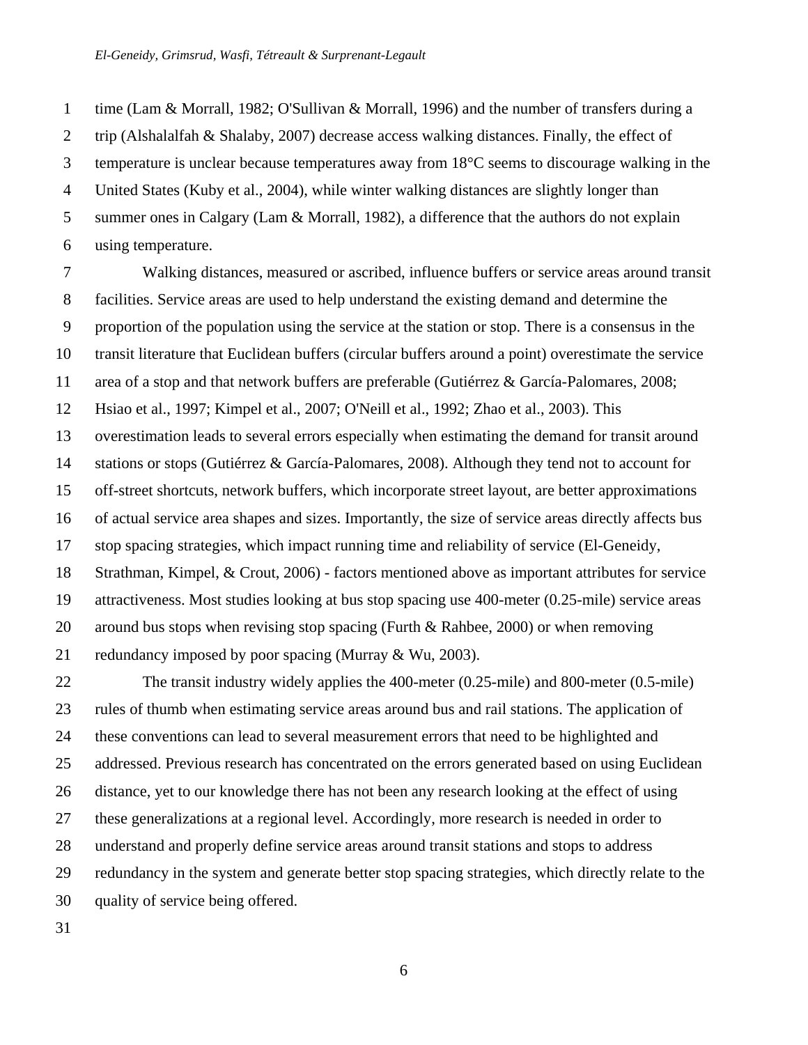time (Lam & Morrall, 1982; O'Sullivan & Morrall, 1996) and the number of transfers during a trip (Alshalalfah & Shalaby, 2007) decrease access walking distances. Finally, the effect of temperature is unclear because temperatures away from 18°C seems to discourage walking in the United States (Kuby et al., 2004), while winter walking distances are slightly longer than summer ones in Calgary (Lam & Morrall, 1982), a difference that the authors do not explain using temperature.

Walking distances, measured or ascribed, influence buffers or service areas around transit facilities. Service areas are used to help understand the existing demand and determine the proportion of the population using the service at the station or stop. There is a consensus in the transit literature that Euclidean buffers (circular buffers around a point) overestimate the service area of a stop and that network buffers are preferable (Gutiérrez & García-Palomares, 2008; Hsiao et al., 1997; Kimpel et al., 2007; O'Neill et al., 1992; Zhao et al., 2003). This overestimation leads to several errors especially when estimating the demand for transit around stations or stops (Gutiérrez & García-Palomares, 2008). Although they tend not to account for off-street shortcuts, network buffers, which incorporate street layout, are better approximations of actual service area shapes and sizes. Importantly, the size of service areas directly affects bus stop spacing strategies, which impact running time and reliability of service (El-Geneidy, Strathman, Kimpel, & Crout, 2006) - factors mentioned above as important attributes for service attractiveness. Most studies looking at bus stop spacing use 400-meter (0.25-mile) service areas around bus stops when revising stop spacing (Furth & Rahbee, 2000) or when removing redundancy imposed by poor spacing (Murray & Wu, 2003).

The transit industry widely applies the 400-meter (0.25-mile) and 800-meter (0.5-mile) rules of thumb when estimating service areas around bus and rail stations. The application of these conventions can lead to several measurement errors that need to be highlighted and addressed. Previous research has concentrated on the errors generated based on using Euclidean distance, yet to our knowledge there has not been any research looking at the effect of using these generalizations at a regional level. Accordingly, more research is needed in order to understand and properly define service areas around transit stations and stops to address redundancy in the system and generate better stop spacing strategies, which directly relate to the quality of service being offered.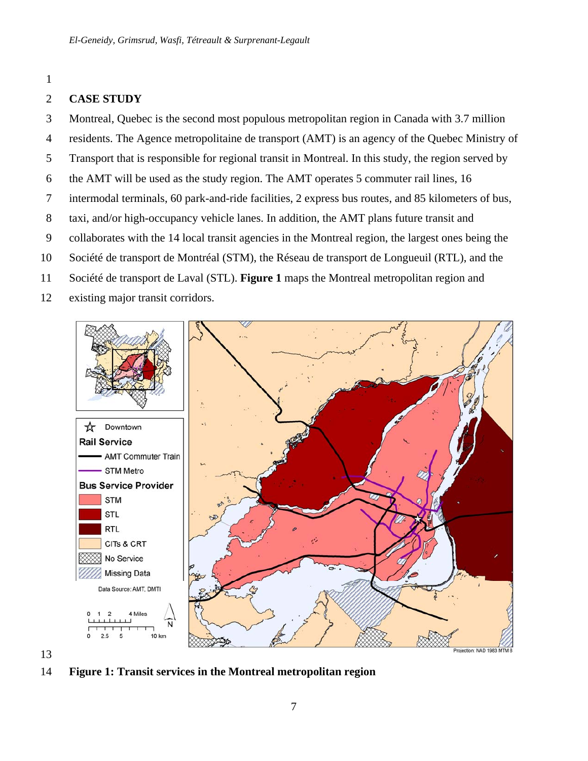## CASE STUDY

Montreal, Quebec is the second most populous metropolitan region in Canada with 3.7 million residents. The Agence metropolitaine de transport (AMT) is an agency of the Quebec Ministry of Transport that is responsible for regional transit in Montreal. In this study, the region served by the AMT will be used as the study region. The AMT operates 5 commuter rail lines, 16 intermodal terminals, 60 park-and-ride facilities, 2 express bus routes, and 85 kilometers of bus, taxi, and/or high-occupancy vehicle lanes. In addition, the AMT plans future transit and collaborates with the 14 local transit agencies in the Montreal region, the largest ones being the Société de transport de Montréal (STM), the Réseau de transport de Longueuil (RTL), and the Société de transport de Laval (STL). **Figure 1** maps the Montreal metropolitan region and existing major transit corridors.

Downtown

Rail Service

AMT Commuter Train

STM Metro

Bus Service Provider

STM

STL

RTL

CITs & CRT

No Service

Missing Data

Data Source: AMT, DMTI

0 1 2 4 Miles

0 2.5 5 10 km

N

Projection: NAD 1983 MTM 8

**Figure 1: Transit services in the Montreal metropolitan region**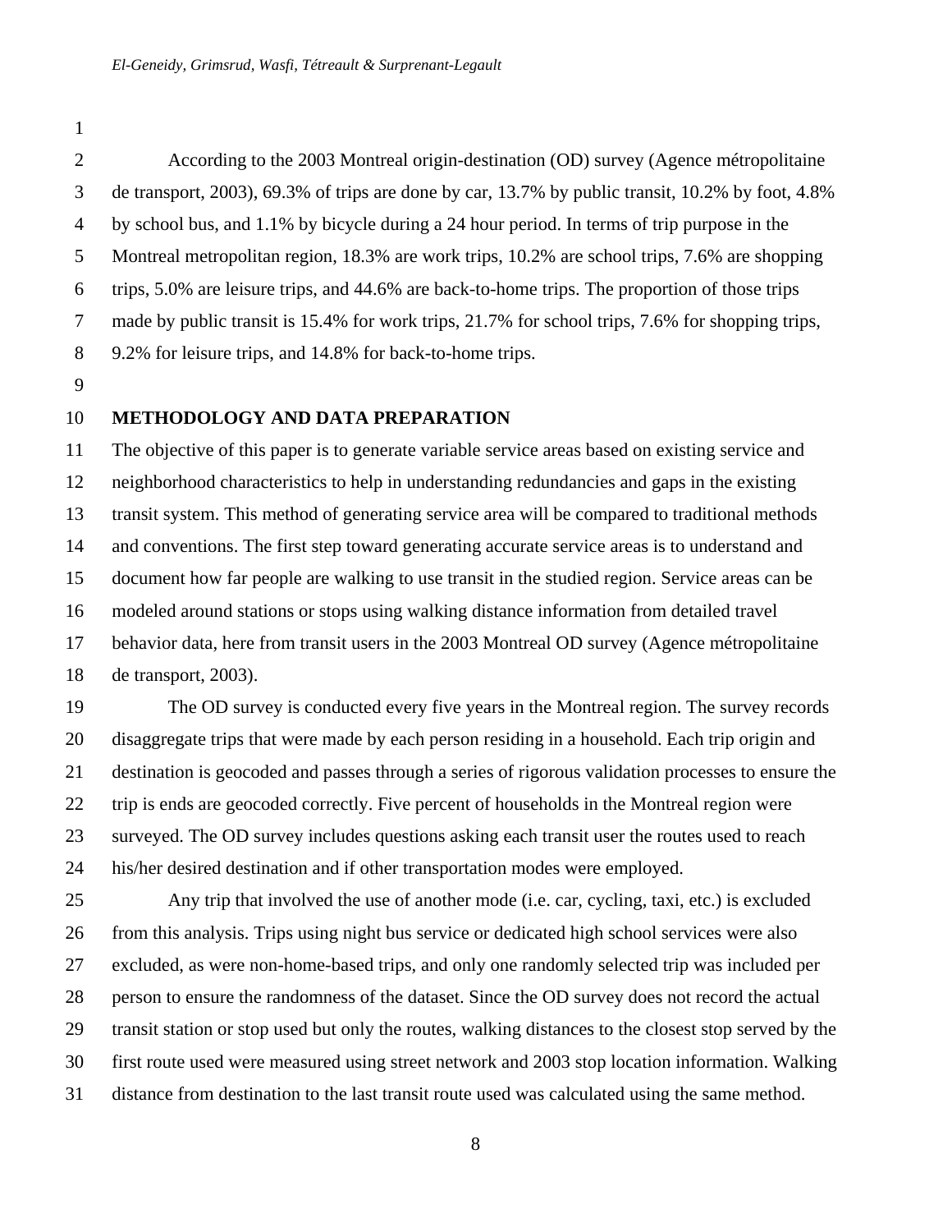According to the 2003 Montreal origin-destination (OD) survey (Agence métropolitaine de transport, 2003), 69.3% of trips are done by car, 13.7% by public transit, 10.2% by foot, 4.8% by school bus, and 1.1% by bicycle during a 24 hour period. In terms of trip purpose in the Montreal metropolitan region, 18.3% are work trips, 10.2% are school trips, 7.6% are shopping trips, 5.0% are leisure trips, and 44.6% are back-to-home trips. The proportion of those trips made by public transit is 15.4% for work trips, 21.7% for school trips, 7.6% for shopping trips, 9.2% for leisure trips, and 14.8% for back-to-home trips.

## METHODOLOGY AND DATA PREPARATION

The objective of this paper is to generate variable service areas based on existing service and neighborhood characteristics to help in understanding redundancies and gaps in the existing transit system. This method of generating service area will be compared to traditional methods and conventions. The first step toward generating accurate service areas is to understand and document how far people are walking to use transit in the studied region. Service areas can be modeled around stations or stops using walking distance information from detailed travel behavior data, here from transit users in the 2003 Montreal OD survey (Agence métropolitaine de transport, 2003).

The OD survey is conducted every five years in the Montreal region. The survey records disaggregate trips that were made by each person residing in a household. Each trip origin and destination is geocoded and passes through a series of rigorous validation processes to ensure the trip is ends are geocoded correctly. Five percent of households in the Montreal region were surveyed. The OD survey includes questions asking each transit user the routes used to reach his/her desired destination and if other transportation modes were employed.

Any trip that involved the use of another mode (i.e. car, cycling, taxi, etc.) is excluded from this analysis. Trips using night bus service or dedicated high school services were also excluded, as were non-home-based trips, and only one randomly selected trip was included per person to ensure the randomness of the dataset. Since the OD survey does not record the actual transit station or stop used but only the routes, walking distances to the closest stop served by the first route used were measured using street network and 2003 stop location information. Walking distance from destination to the last transit route used was calculated using the same method.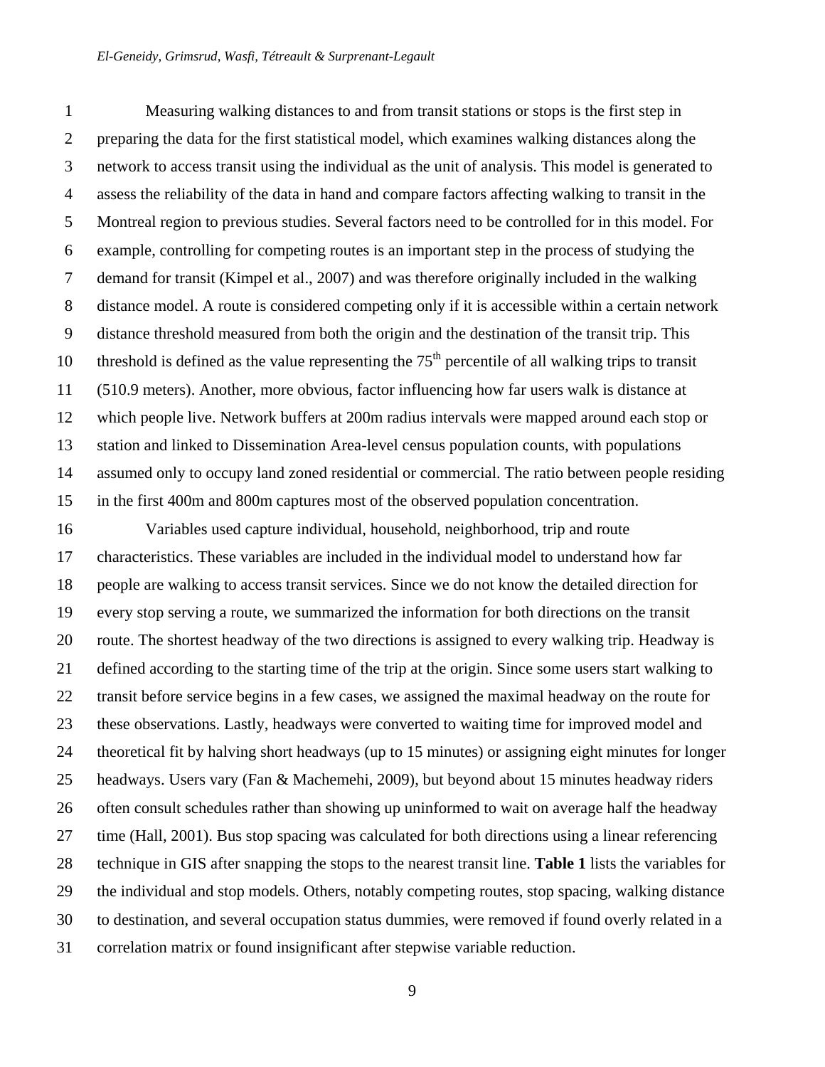Measuring walking distances to and from transit stations or stops is the first step in preparing the data for the first statistical model, which examines walking distances along the network to access transit using the individual as the unit of analysis. This model is generated to assess the reliability of the data in hand and compare factors affecting walking to transit in the Montreal region to previous studies. Several factors need to be controlled for in this model. For example, controlling for competing routes is an important step in the process of studying the demand for transit (Kimpel et al., 2007) and was therefore originally included in the walking distance model. A route is considered competing only if it is accessible within a certain network distance threshold measured from both the origin and the destination of the transit trip. This threshold is defined as the value representing the 75th percentile of all walking trips to transit (510.9 meters). Another, more obvious, factor influencing how far users walk is distance at which people live. Network buffers at 200m radius intervals were mapped around each stop or station and linked to Dissemination Area-level census population counts, with populations assumed only to occupy land zoned residential or commercial. The ratio between people residing in the first 400m and 800m captures most of the observed population concentration.

Variables used capture individual, household, neighborhood, trip and route characteristics. These variables are included in the individual model to understand how far people are walking to access transit services. Since we do not know the detailed direction for every stop serving a route, we summarized the information for both directions on the transit route. The shortest headway of the two directions is assigned to every walking trip. Headway is defined according to the starting time of the trip at the origin. Since some users start walking to transit before service begins in a few cases, we assigned the maximal headway on the route for these observations. Lastly, headways were converted to waiting time for improved model and theoretical fit by halving short headways (up to 15 minutes) or assigning eight minutes for longer headways. Users vary (Fan & Machemehi, 2009), but beyond about 15 minutes headway riders often consult schedules rather than showing up uninformed to wait on average half the headway time (Hall, 2001). Bus stop spacing was calculated for both directions using a linear referencing technique in GIS after snapping the stops to the nearest transit line. **Table 1** lists the variables for the individual and stop models. Others, notably competing routes, stop spacing, walking distance to destination, and several occupation status dummies, were removed if found overly related in a correlation matrix or found insignificant after stepwise variable reduction.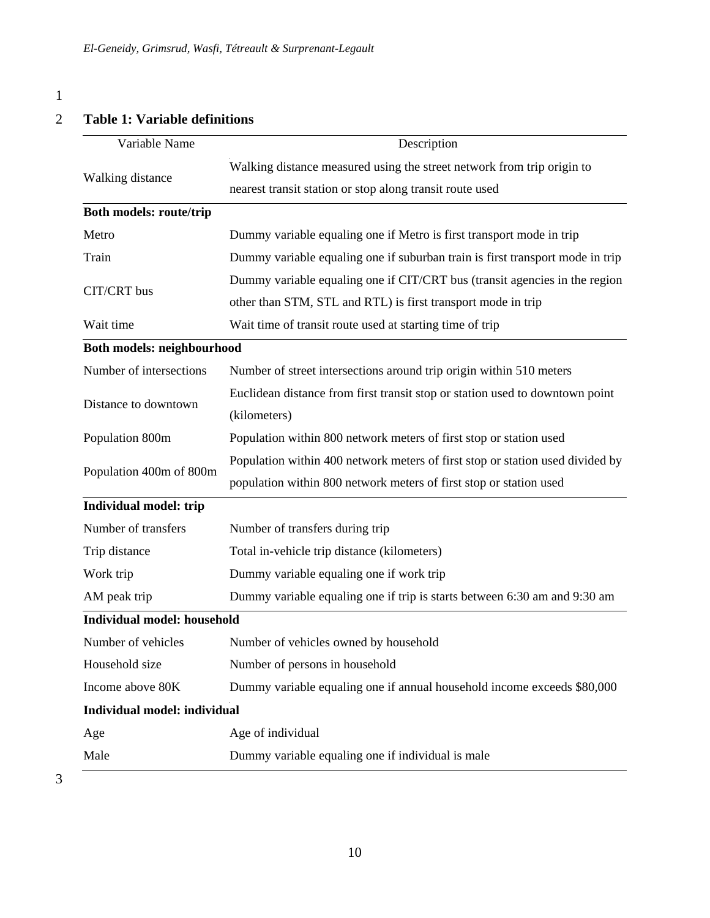**Table 1: Variable definitions**

| Variable Name | Description |
|---|---|
| Walking distance | Walking distance measured using the street network from trip origin to nearest transit station or stop along transit route used |
| **Both models: route/trip** | |
| Metro | Dummy variable equaling one if Metro is first transport mode in trip |
| Train | Dummy variable equaling one if suburban train is first transport mode in trip |
| CIT/CRT bus | Dummy variable equaling one if CIT/CRT bus (transit agencies in the region other than STM, STL and RTL) is first transport mode in trip |
| Wait time | Wait time of transit route used at starting time of trip |
| **Both models: neighbourhood** | |
| Number of intersections | Number of street intersections around trip origin within 510 meters |
| Distance to downtown | Euclidean distance from first transit stop or station used to downtown point (kilometers) |
| Population 800m | Population within 800 network meters of first stop or station used |
| Population 400m of 800m | Population within 400 network meters of first stop or station used divided by population within 800 network meters of first stop or station used |
| **Individual model: trip** | |
| Number of transfers | Number of transfers during trip |
| Trip distance | Total in-vehicle trip distance (kilometers) |
| Work trip | Dummy variable equaling one if work trip |
| AM peak trip | Dummy variable equaling one if trip is starts between 6:30 am and 9:30 am |
| **Individual model: household** | |
| Number of vehicles | Number of vehicles owned by household |
| Household size | Number of persons in household |
| Income above 80K | Dummy variable equaling one if annual household income exceeds $80,000 |
| **Individual model: individual** | |
| Age | Age of individual |
| Male | Dummy variable equaling one if individual is male |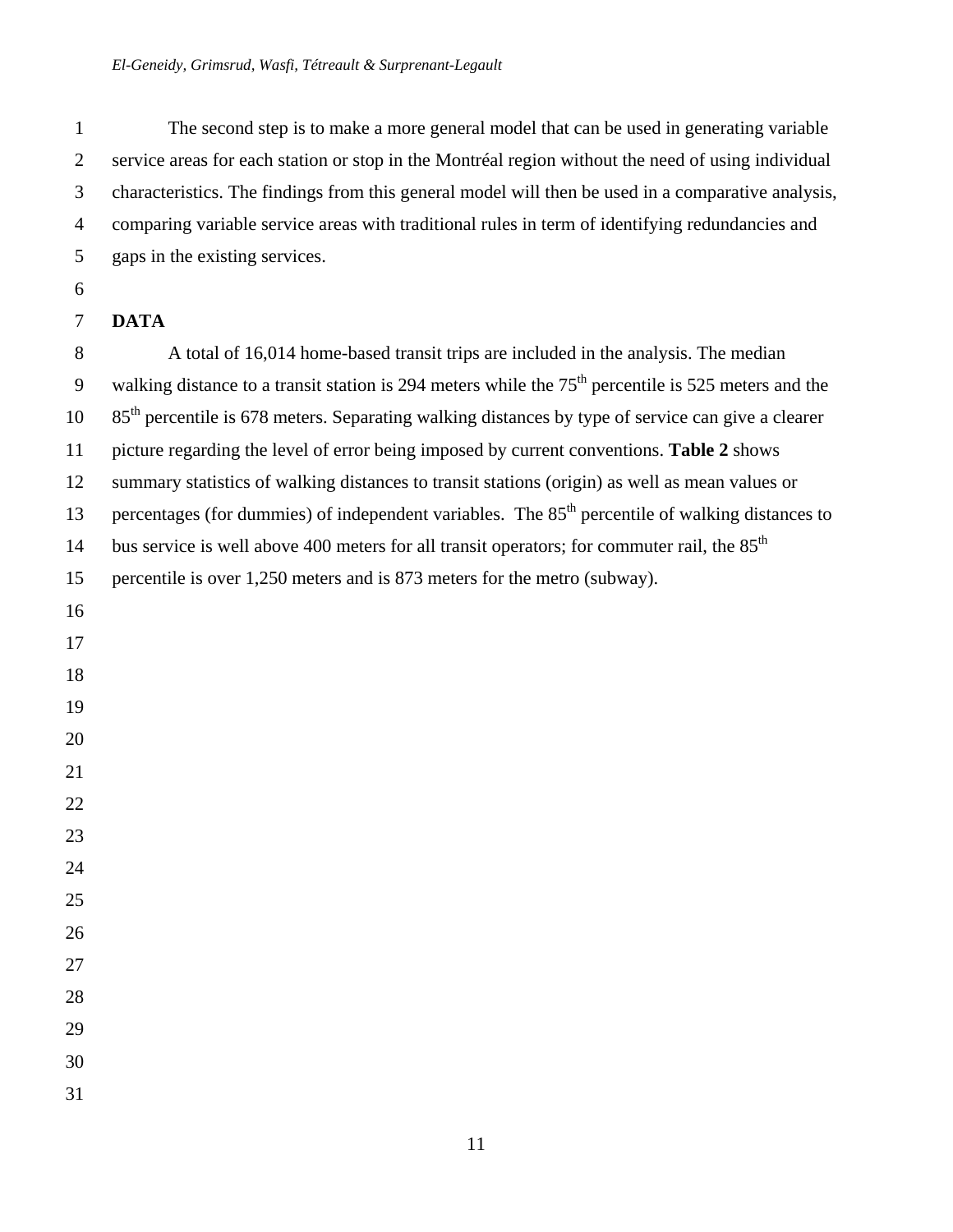The second step is to make a more general model that can be used in generating variable service areas for each station or stop in the Montréal region without the need of using individual characteristics. The findings from this general model will then be used in a comparative analysis, comparing variable service areas with traditional rules in term of identifying redundancies and gaps in the existing services.

## DATA

A total of 16,014 home-based transit trips are included in the analysis. The median walking distance to a transit station is 294 meters while the 75$^{th}$ percentile is 525 meters and the 85$^{th}$ percentile is 678 meters. Separating walking distances by type of service can give a clearer picture regarding the level of error being imposed by current conventions. **Table 2** shows summary statistics of walking distances to transit stations (origin) as well as mean values or percentages (for dummies) of independent variables. The 85$^{th}$ percentile of walking distances to bus service is well above 400 meters for all transit operators; for commuter rail, the 85$^{th}$ percentile is over 1,250 meters and is 873 meters for the metro (subway).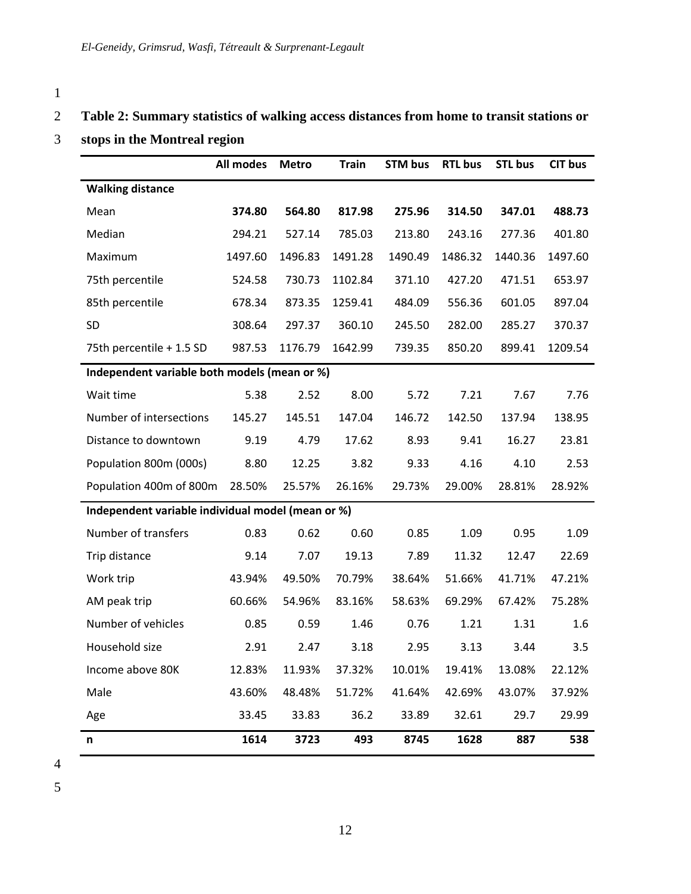**Table 2: Summary statistics of walking access distances from home to transit stations or stops in the Montreal region**

| | All modes | Metro | Train | STM bus | RTL bus | STL bus | CIT bus |
|---|---|---|---|---|---|---|---|
| **Walking distance** | | | | | | | |
| Mean | **374.80** | **564.80** | **817.98** | **275.96** | **314.50** | **347.01** | **488.73** |
| Median | 294.21 | 527.14 | 785.03 | 213.80 | 243.16 | 277.36 | 401.80 |
| Maximum | 1497.60 | 1496.83 | 1491.28 | 1490.49 | 1486.32 | 1440.36 | 1497.60 |
| 75th percentile | 524.58 | 730.73 | 1102.84 | 371.10 | 427.20 | 471.51 | 653.97 |
| 85th percentile | 678.34 | 873.35 | 1259.41 | 484.09 | 556.36 | 601.05 | 897.04 |
| SD | 308.64 | 297.37 | 360.10 | 245.50 | 282.00 | 285.27 | 370.37 |
| 75th percentile + 1.5 SD | 987.53 | 1176.79 | 1642.99 | 739.35 | 850.20 | 899.41 | 1209.54 |
| **Independent variable both models (mean or %)** | | | | | | | |
| Wait time | 5.38 | 2.52 | 8.00 | 5.72 | 7.21 | 7.67 | 7.76 |
| Number of intersections | 145.27 | 145.51 | 147.04 | 146.72 | 142.50 | 137.94 | 138.95 |
| Distance to downtown | 9.19 | 4.79 | 17.62 | 8.93 | 9.41 | 16.27 | 23.81 |
| Population 800m (000s) | 8.80 | 12.25 | 3.82 | 9.33 | 4.16 | 4.10 | 2.53 |
| Population 400m of 800m | 28.50% | 25.57% | 26.16% | 29.73% | 29.00% | 28.81% | 28.92% |
| **Independent variable individual model (mean or %)** | | | | | | | |
| Number of transfers | 0.83 | 0.62 | 0.60 | 0.85 | 1.09 | 0.95 | 1.09 |
| Trip distance | 9.14 | 7.07 | 19.13 | 7.89 | 11.32 | 12.47 | 22.69 |
| Work trip | 43.94% | 49.50% | 70.79% | 38.64% | 51.66% | 41.71% | 47.21% |
| AM peak trip | 60.66% | 54.96% | 83.16% | 58.63% | 69.29% | 67.42% | 75.28% |
| Number of vehicles | 0.85 | 0.59 | 1.46 | 0.76 | 1.21 | 1.31 | 1.6 |
| Household size | 2.91 | 2.47 | 3.18 | 2.95 | 3.13 | 3.44 | 3.5 |
| Income above 80K | 12.83% | 11.93% | 37.32% | 10.01% | 19.41% | 13.08% | 22.12% |
| Male | 43.60% | 48.48% | 51.72% | 41.64% | 42.69% | 43.07% | 37.92% |
| Age | 33.45 | 33.83 | 36.2 | 33.89 | 32.61 | 29.7 | 29.99 |
| **n** | **1614** | **3723** | **493** | **8745** | **1628** | **887** | **538** |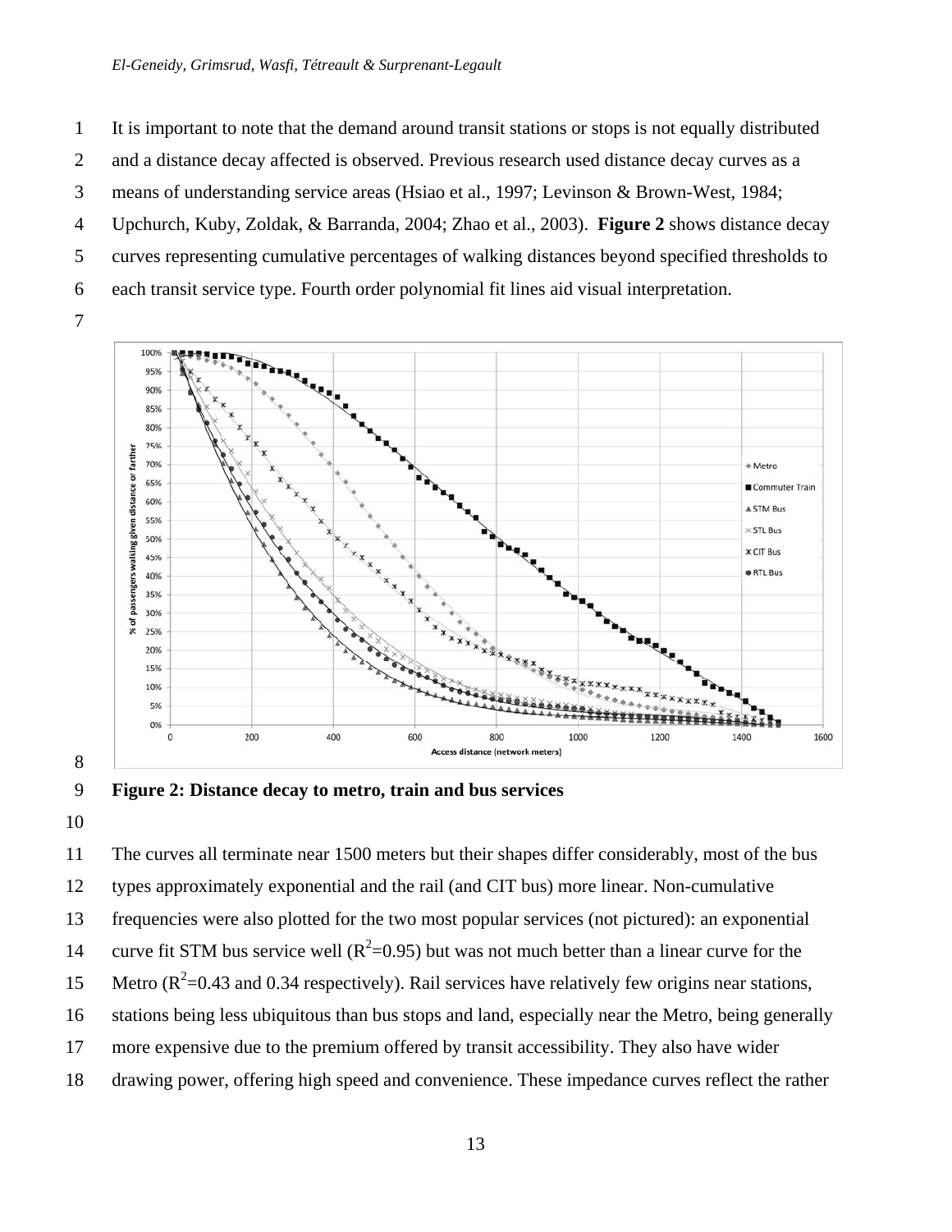It is important to note that the demand around transit stations or stops is not equally distributed and a distance decay affected is observed. Previous research used distance decay curves as a means of understanding service areas (Hsiao et al., 1997; Levinson & Brown-West, 1984; Upchurch, Kuby, Zoldak, & Barranda, 2004; Zhao et al., 2003). **Figure 2** shows distance decay curves representing cumulative percentages of walking distances beyond specified thresholds to each transit service type. Fourth order polynomial fit lines aid visual interpretation.

100%
95%
90%
85%
80%
75%
70%
65%
60%
55%
50%
45%
40%
35%
30%
25%
20%
15%
10%
5%
0%

% of passengers walking given distance or farther

0
200
400
600
800
1000
1200
1400
1600

Access distance (network meters)

Metro
Commuter Train
STM Bus
STL Bus
CIT Bus
RTL Bus

**Figure 2: Distance decay to metro, train and bus services**

The curves all terminate near 1500 meters but their shapes differ considerably, most of the bus types approximately exponential and the rail (and CIT bus) more linear. Non-cumulative frequencies were also plotted for the two most popular services (not pictured): an exponential curve fit STM bus service well ($R^2$=0.95) but was not much better than a linear curve for the Metro ($R^2$=0.43 and 0.34 respectively). Rail services have relatively few origins near stations, stations being less ubiquitous than bus stops and land, especially near the Metro, being generally more expensive due to the premium offered by transit accessibility. They also have wider drawing power, offering high speed and convenience. These impedance curves reflect the rather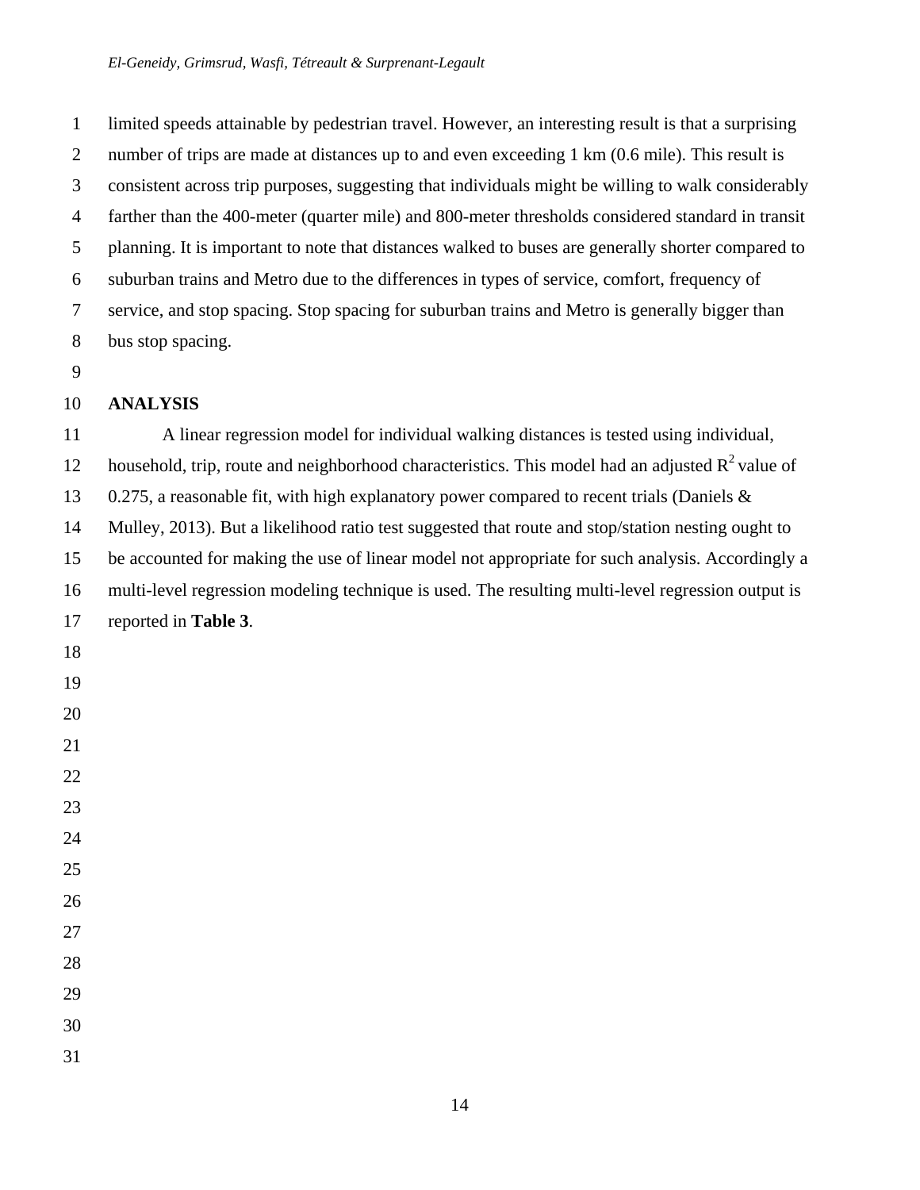limited speeds attainable by pedestrian travel. However, an interesting result is that a surprising number of trips are made at distances up to and even exceeding 1 km (0.6 mile). This result is consistent across trip purposes, suggesting that individuals might be willing to walk considerably farther than the 400-meter (quarter mile) and 800-meter thresholds considered standard in transit planning. It is important to note that distances walked to buses are generally shorter compared to suburban trains and Metro due to the differences in types of service, comfort, frequency of service, and stop spacing. Stop spacing for suburban trains and Metro is generally bigger than bus stop spacing.

## ANALYSIS

A linear regression model for individual walking distances is tested using individual, household, trip, route and neighborhood characteristics. This model had an adjusted $R^2$ value of 0.275, a reasonable fit, with high explanatory power compared to recent trials (Daniels & Mulley, 2013). But a likelihood ratio test suggested that route and stop/station nesting ought to be accounted for making the use of linear model not appropriate for such analysis. Accordingly a multi-level regression modeling technique is used. The resulting multi-level regression output is reported in **Table 3**.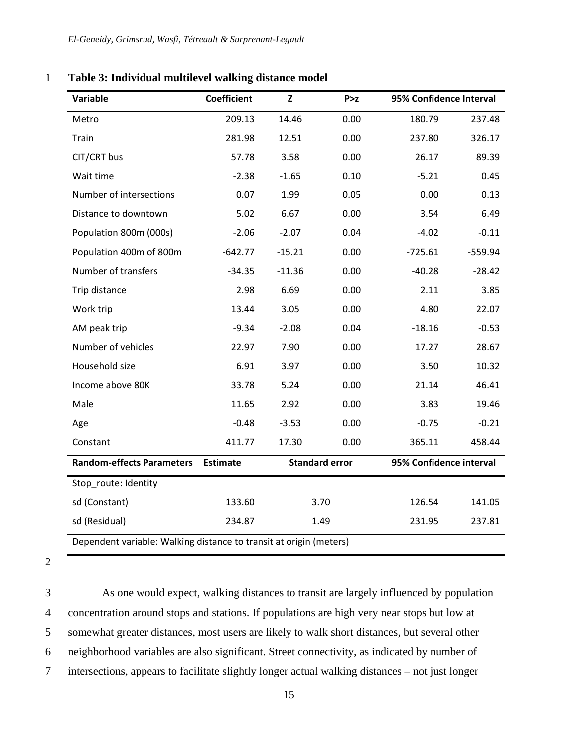**Table 3: Individual multilevel walking distance model**

| Variable | Coefficient | Z | P>z | 95% Confidence Interval | |
|---|---|---|---|---|---|
| Metro | 209.13 | 14.46 | 0.00 | 180.79 | 237.48 |
| Train | 281.98 | 12.51 | 0.00 | 237.80 | 326.17 |
| CIT/CRT bus | 57.78 | 3.58 | 0.00 | 26.17 | 89.39 |
| Wait time | -2.38 | -1.65 | 0.10 | -5.21 | 0.45 |
| Number of intersections | 0.07 | 1.99 | 0.05 | 0.00 | 0.13 |
| Distance to downtown | 5.02 | 6.67 | 0.00 | 3.54 | 6.49 |
| Population 800m (000s) | -2.06 | -2.07 | 0.04 | -4.02 | -0.11 |
| Population 400m of 800m | -642.77 | -15.21 | 0.00 | -725.61 | -559.94 |
| Number of transfers | -34.35 | -11.36 | 0.00 | -40.28 | -28.42 |
| Trip distance | 2.98 | 6.69 | 0.00 | 2.11 | 3.85 |
| Work trip | 13.44 | 3.05 | 0.00 | 4.80 | 22.07 |
| AM peak trip | -9.34 | -2.08 | 0.04 | -18.16 | -0.53 |
| Number of vehicles | 22.97 | 7.90 | 0.00 | 17.27 | 28.67 |
| Household size | 6.91 | 3.97 | 0.00 | 3.50 | 10.32 |
| Income above 80K | 33.78 | 5.24 | 0.00 | 21.14 | 46.41 |
| Male | 11.65 | 2.92 | 0.00 | 3.83 | 19.46 |
| Age | -0.48 | -3.53 | 0.00 | -0.75 | -0.21 |
| Constant | 411.77 | 17.30 | 0.00 | 365.11 | 458.44 |
| **Random-effects Parameters** | **Estimate** | **Standard error** | | **95% Confidence interval** | |
| Stop_route: Identity | | | | | |
| sd (Constant) | 133.60 | 3.70 | | 126.54 | 141.05 |
| sd (Residual) | 234.87 | 1.49 | | 231.95 | 237.81 |

Dependent variable: Walking distance to transit at origin (meters)

As one would expect, walking distances to transit are largely influenced by population concentration around stops and stations. If populations are high very near stops but low at somewhat greater distances, most users are likely to walk short distances, but several other neighborhood variables are also significant. Street connectivity, as indicated by number of intersections, appears to facilitate slightly longer actual walking distances – not just longer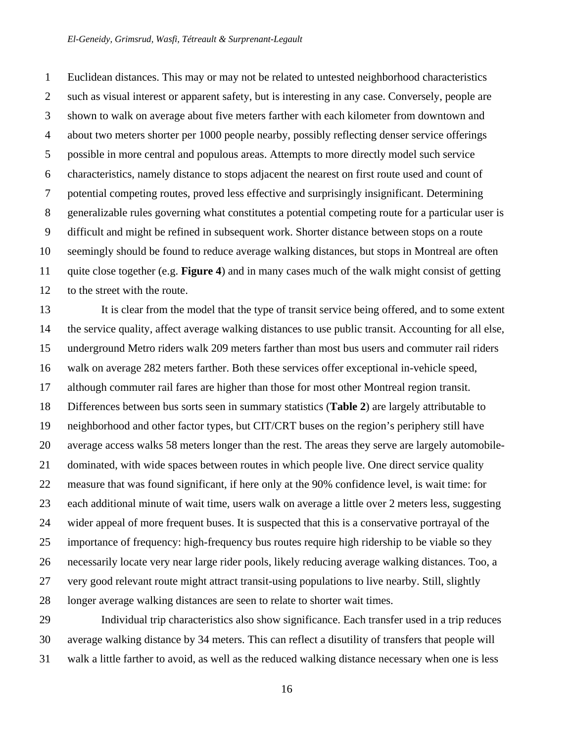Euclidean distances. This may or may not be related to untested neighborhood characteristics such as visual interest or apparent safety, but is interesting in any case. Conversely, people are shown to walk on average about five meters farther with each kilometer from downtown and about two meters shorter per 1000 people nearby, possibly reflecting denser service offerings possible in more central and populous areas. Attempts to more directly model such service characteristics, namely distance to stops adjacent the nearest on first route used and count of potential competing routes, proved less effective and surprisingly insignificant. Determining generalizable rules governing what constitutes a potential competing route for a particular user is difficult and might be refined in subsequent work. Shorter distance between stops on a route seemingly should be found to reduce average walking distances, but stops in Montreal are often quite close together (e.g. **Figure 4**) and in many cases much of the walk might consist of getting to the street with the route.

It is clear from the model that the type of transit service being offered, and to some extent the service quality, affect average walking distances to use public transit. Accounting for all else, underground Metro riders walk 209 meters farther than most bus users and commuter rail riders walk on average 282 meters farther. Both these services offer exceptional in-vehicle speed, although commuter rail fares are higher than those for most other Montreal region transit. Differences between bus sorts seen in summary statistics (**Table 2**) are largely attributable to neighborhood and other factor types, but CIT/CRT buses on the region's periphery still have average access walks 58 meters longer than the rest. The areas they serve are largely automobile-dominated, with wide spaces between routes in which people live. One direct service quality measure that was found significant, if here only at the 90% confidence level, is wait time: for each additional minute of wait time, users walk on average a little over 2 meters less, suggesting wider appeal of more frequent buses. It is suspected that this is a conservative portrayal of the importance of frequency: high-frequency bus routes require high ridership to be viable so they necessarily locate very near large rider pools, likely reducing average walking distances. Too, a very good relevant route might attract transit-using populations to live nearby. Still, slightly longer average walking distances are seen to relate to shorter wait times.

Individual trip characteristics also show significance. Each transfer used in a trip reduces average walking distance by 34 meters. This can reflect a disutility of transfers that people will walk a little farther to avoid, as well as the reduced walking distance necessary when one is less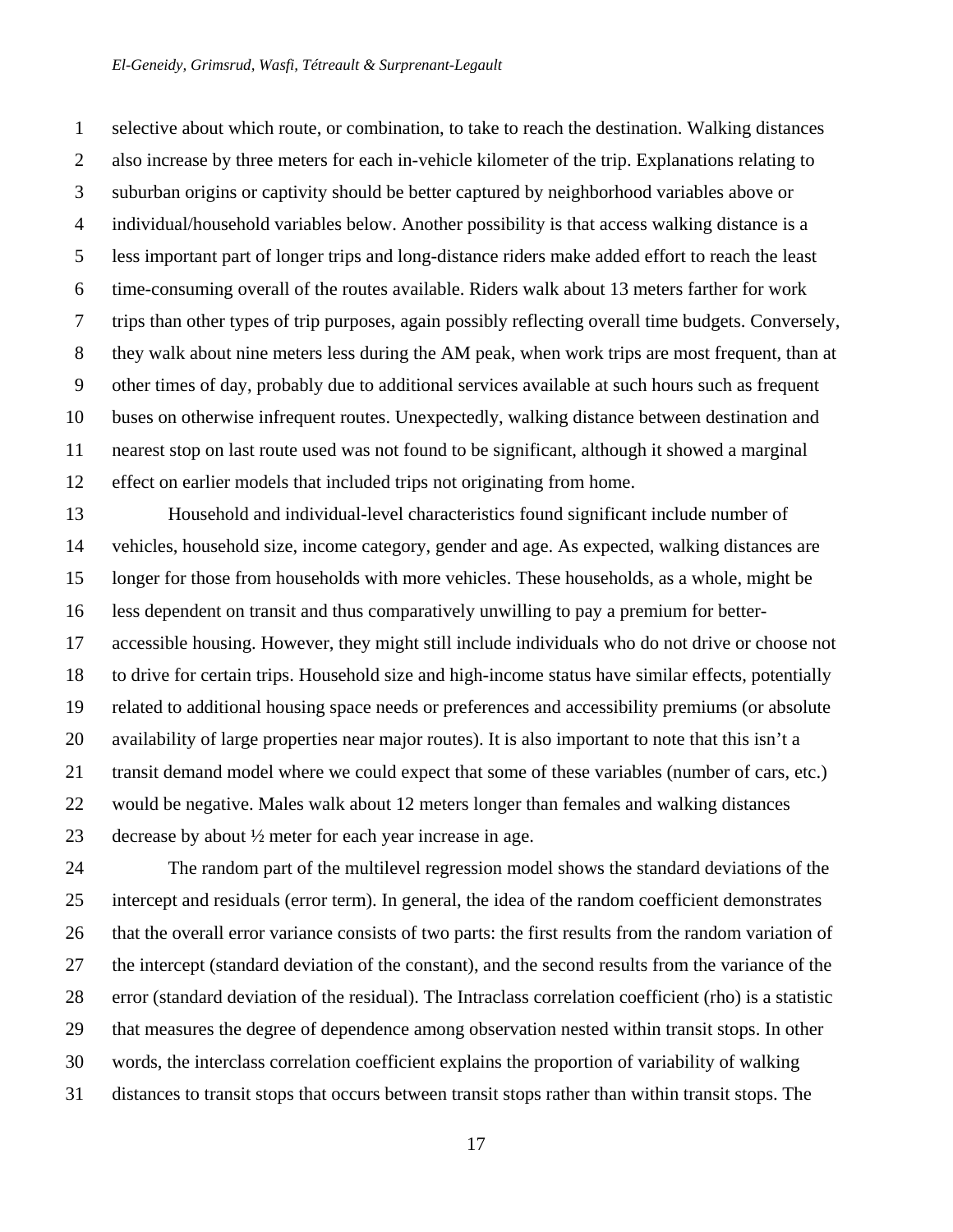selective about which route, or combination, to take to reach the destination. Walking distances also increase by three meters for each in-vehicle kilometer of the trip. Explanations relating to suburban origins or captivity should be better captured by neighborhood variables above or individual/household variables below. Another possibility is that access walking distance is a less important part of longer trips and long-distance riders make added effort to reach the least time-consuming overall of the routes available. Riders walk about 13 meters farther for work trips than other types of trip purposes, again possibly reflecting overall time budgets. Conversely, they walk about nine meters less during the AM peak, when work trips are most frequent, than at other times of day, probably due to additional services available at such hours such as frequent buses on otherwise infrequent routes. Unexpectedly, walking distance between destination and nearest stop on last route used was not found to be significant, although it showed a marginal effect on earlier models that included trips not originating from home.

Household and individual-level characteristics found significant include number of vehicles, household size, income category, gender and age. As expected, walking distances are longer for those from households with more vehicles. These households, as a whole, might be less dependent on transit and thus comparatively unwilling to pay a premium for better-accessible housing. However, they might still include individuals who do not drive or choose not to drive for certain trips. Household size and high-income status have similar effects, potentially related to additional housing space needs or preferences and accessibility premiums (or absolute availability of large properties near major routes). It is also important to note that this isn't a transit demand model where we could expect that some of these variables (number of cars, etc.) would be negative. Males walk about 12 meters longer than females and walking distances decrease by about ½ meter for each year increase in age.

The random part of the multilevel regression model shows the standard deviations of the intercept and residuals (error term). In general, the idea of the random coefficient demonstrates that the overall error variance consists of two parts: the first results from the random variation of the intercept (standard deviation of the constant), and the second results from the variance of the error (standard deviation of the residual). The Intraclass correlation coefficient (rho) is a statistic that measures the degree of dependence among observation nested within transit stops. In other words, the interclass correlation coefficient explains the proportion of variability of walking distances to transit stops that occurs between transit stops rather than within transit stops. The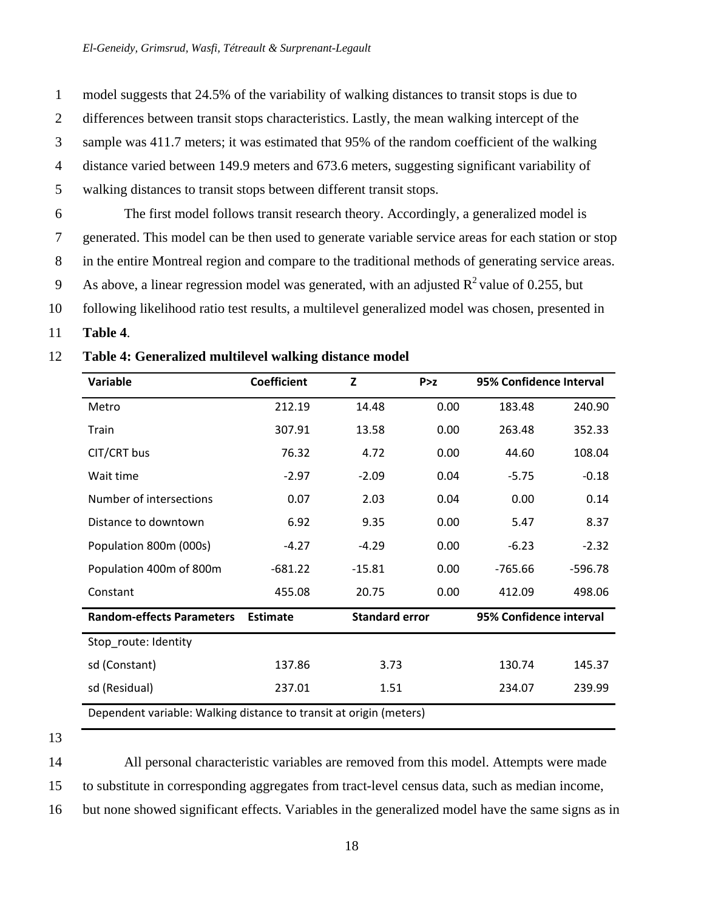model suggests that 24.5% of the variability of walking distances to transit stops is due to differences between transit stops characteristics. Lastly, the mean walking intercept of the sample was 411.7 meters; it was estimated that 95% of the random coefficient of the walking distance varied between 149.9 meters and 673.6 meters, suggesting significant variability of walking distances to transit stops between different transit stops.

The first model follows transit research theory. Accordingly, a generalized model is generated. This model can be then used to generate variable service areas for each station or stop in the entire Montreal region and compare to the traditional methods of generating service areas. As above, a linear regression model was generated, with an adjusted $R^2$ value of 0.255, but following likelihood ratio test results, a multilevel generalized model was chosen, presented in **Table 4**.

**Table 4: Generalized multilevel walking distance model**

| Variable | Coefficient | Z | P>z | 95% Confidence Interval | |
|---|---|---|---|---|---|
| Metro | 212.19 | 14.48 | 0.00 | 183.48 | 240.90 |
| Train | 307.91 | 13.58 | 0.00 | 263.48 | 352.33 |
| CIT/CRT bus | 76.32 | 4.72 | 0.00 | 44.60 | 108.04 |
| Wait time | -2.97 | -2.09 | 0.04 | -5.75 | -0.18 |
| Number of intersections | 0.07 | 2.03 | 0.04 | 0.00 | 0.14 |
| Distance to downtown | 6.92 | 9.35 | 0.00 | 5.47 | 8.37 |
| Population 800m (000s) | -4.27 | -4.29 | 0.00 | -6.23 | -2.32 |
| Population 400m of 800m | -681.22 | -15.81 | 0.00 | -765.66 | -596.78 |
| Constant | 455.08 | 20.75 | 0.00 | 412.09 | 498.06 |
| **Random-effects Parameters** | **Estimate** | **Standard error** | | **95% Confidence interval** | |
| Stop_route: Identity | | | | | |
| sd (Constant) | 137.86 | 3.73 | | 130.74 | 145.37 |
| sd (Residual) | 237.01 | 1.51 | | 234.07 | 239.99 |

Dependent variable: Walking distance to transit at origin (meters)

All personal characteristic variables are removed from this model. Attempts were made to substitute in corresponding aggregates from tract-level census data, such as median income, but none showed significant effects. Variables in the generalized model have the same signs as in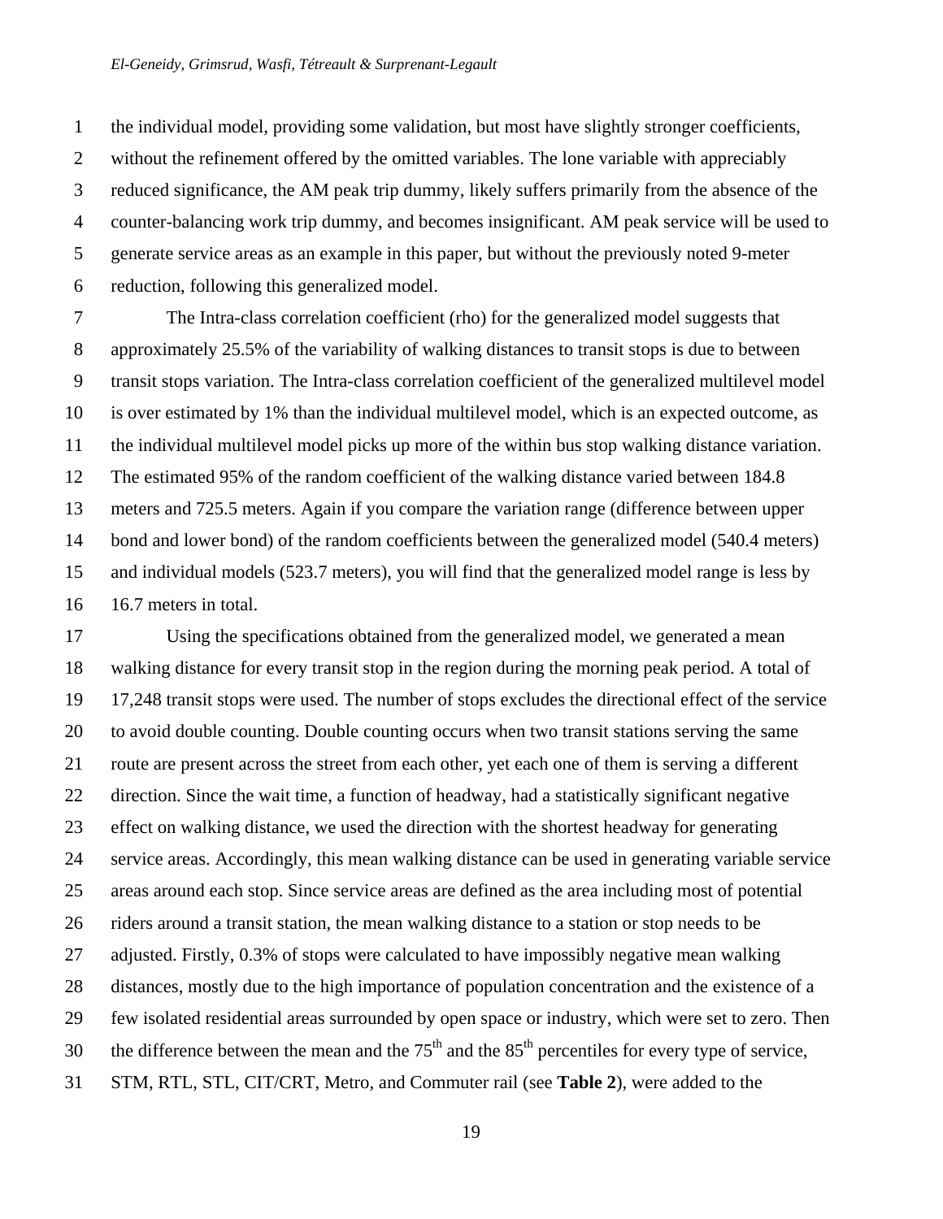the individual model, providing some validation, but most have slightly stronger coefficients, without the refinement offered by the omitted variables. The lone variable with appreciably reduced significance, the AM peak trip dummy, likely suffers primarily from the absence of the counter-balancing work trip dummy, and becomes insignificant. AM peak service will be used to generate service areas as an example in this paper, but without the previously noted 9-meter reduction, following this generalized model.

The Intra-class correlation coefficient (rho) for the generalized model suggests that approximately 25.5% of the variability of walking distances to transit stops is due to between transit stops variation. The Intra-class correlation coefficient of the generalized multilevel model is over estimated by 1% than the individual multilevel model, which is an expected outcome, as the individual multilevel model picks up more of the within bus stop walking distance variation. The estimated 95% of the random coefficient of the walking distance varied between 184.8 meters and 725.5 meters. Again if you compare the variation range (difference between upper bond and lower bond) of the random coefficients between the generalized model (540.4 meters) and individual models (523.7 meters), you will find that the generalized model range is less by 16.7 meters in total.

Using the specifications obtained from the generalized model, we generated a mean walking distance for every transit stop in the region during the morning peak period. A total of 17,248 transit stops were used. The number of stops excludes the directional effect of the service to avoid double counting. Double counting occurs when two transit stations serving the same route are present across the street from each other, yet each one of them is serving a different direction. Since the wait time, a function of headway, had a statistically significant negative effect on walking distance, we used the direction with the shortest headway for generating service areas. Accordingly, this mean walking distance can be used in generating variable service areas around each stop. Since service areas are defined as the area including most of potential riders around a transit station, the mean walking distance to a station or stop needs to be adjusted. Firstly, 0.3% of stops were calculated to have impossibly negative mean walking distances, mostly due to the high importance of population concentration and the existence of a few isolated residential areas surrounded by open space or industry, which were set to zero. Then the difference between the mean and the $75^{th}$ and the $85^{th}$ percentiles for every type of service, STM, RTL, STL, CIT/CRT, Metro, and Commuter rail (see **Table 2**), were added to the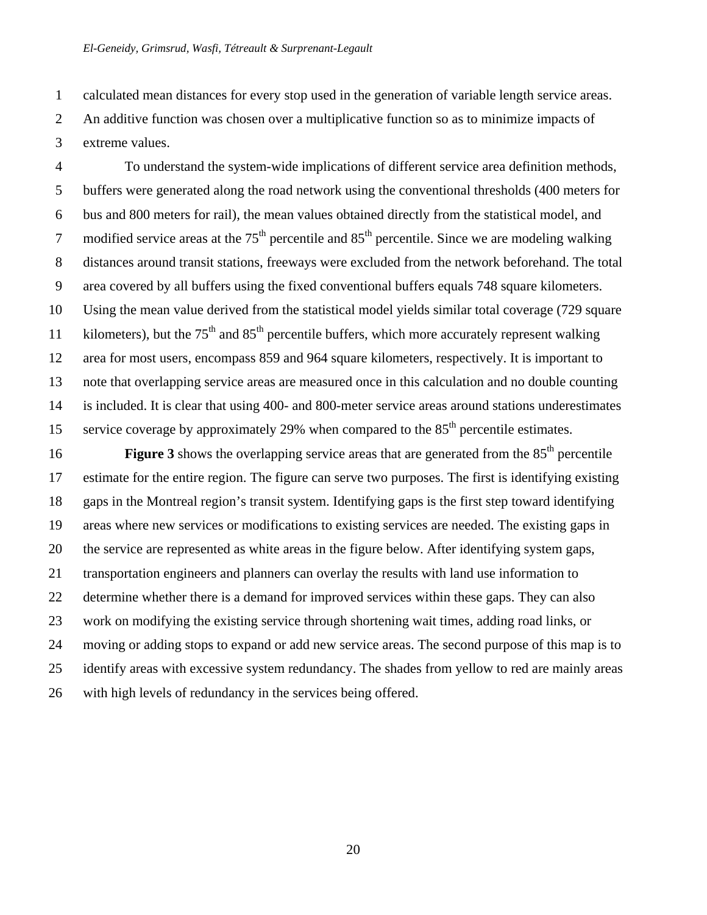calculated mean distances for every stop used in the generation of variable length service areas. An additive function was chosen over a multiplicative function so as to minimize impacts of extreme values.

To understand the system-wide implications of different service area definition methods, buffers were generated along the road network using the conventional thresholds (400 meters for bus and 800 meters for rail), the mean values obtained directly from the statistical model, and modified service areas at the 75th percentile and 85th percentile. Since we are modeling walking distances around transit stations, freeways were excluded from the network beforehand. The total area covered by all buffers using the fixed conventional buffers equals 748 square kilometers. Using the mean value derived from the statistical model yields similar total coverage (729 square kilometers), but the 75th and 85th percentile buffers, which more accurately represent walking area for most users, encompass 859 and 964 square kilometers, respectively. It is important to note that overlapping service areas are measured once in this calculation and no double counting is included. It is clear that using 400- and 800-meter service areas around stations underestimates service coverage by approximately 29% when compared to the 85th percentile estimates.

**Figure 3** shows the overlapping service areas that are generated from the 85th percentile estimate for the entire region. The figure can serve two purposes. The first is identifying existing gaps in the Montreal region's transit system. Identifying gaps is the first step toward identifying areas where new services or modifications to existing services are needed. The existing gaps in the service are represented as white areas in the figure below. After identifying system gaps, transportation engineers and planners can overlay the results with land use information to determine whether there is a demand for improved services within these gaps. They can also work on modifying the existing service through shortening wait times, adding road links, or moving or adding stops to expand or add new service areas. The second purpose of this map is to identify areas with excessive system redundancy. The shades from yellow to red are mainly areas with high levels of redundancy in the services being offered.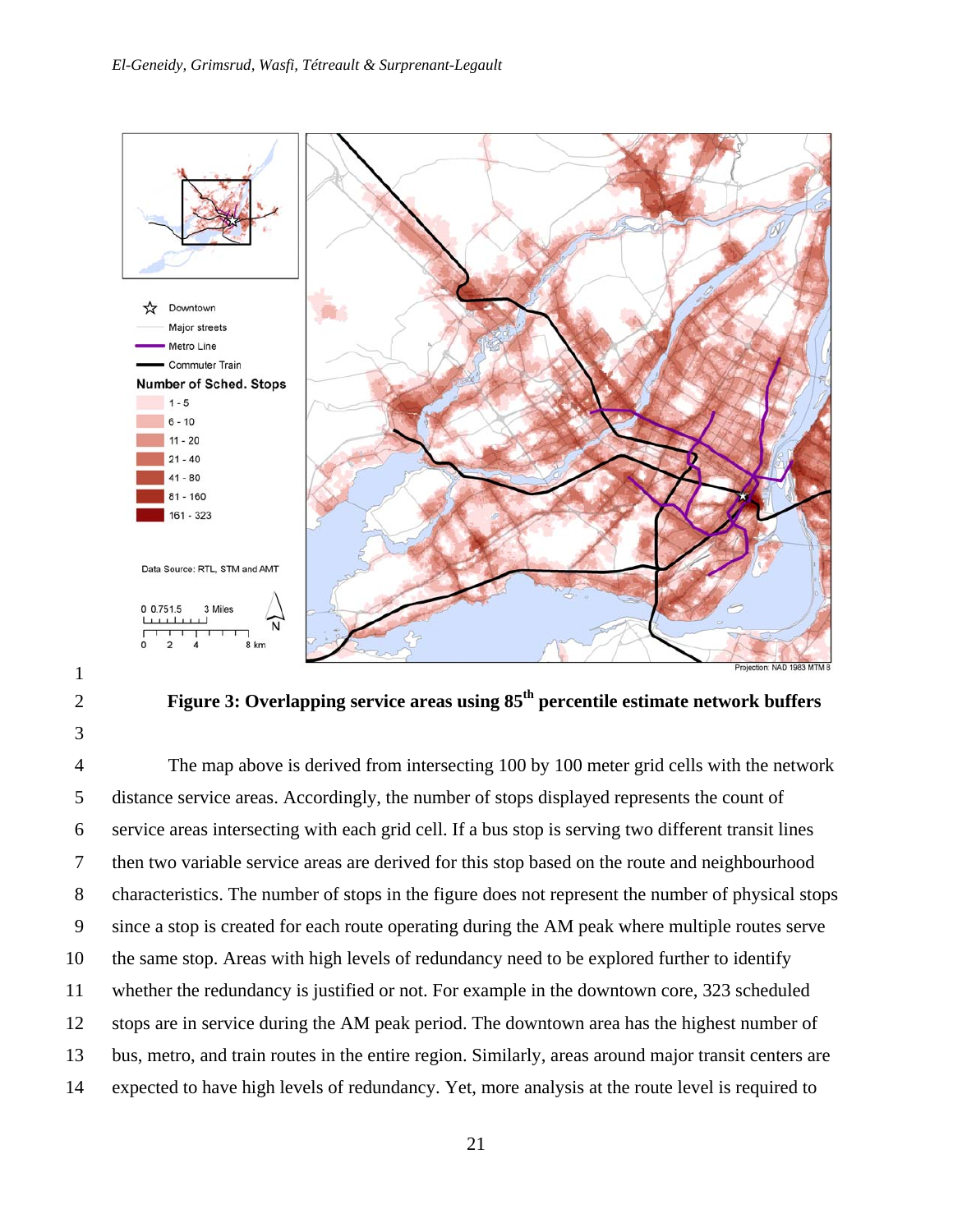**Figure 3: Overlapping service areas using 85th percentile estimate network buffers**

The map above is derived from intersecting 100 by 100 meter grid cells with the network distance service areas. Accordingly, the number of stops displayed represents the count of service areas intersecting with each grid cell. If a bus stop is serving two different transit lines then two variable service areas are derived for this stop based on the route and neighbourhood characteristics. The number of stops in the figure does not represent the number of physical stops since a stop is created for each route operating during the AM peak where multiple routes serve the same stop. Areas with high levels of redundancy need to be explored further to identify whether the redundancy is justified or not. For example in the downtown core, 323 scheduled stops are in service during the AM peak period. The downtown area has the highest number of bus, metro, and train routes in the entire region. Similarly, areas around major transit centers are expected to have high levels of redundancy. Yet, more analysis at the route level is required to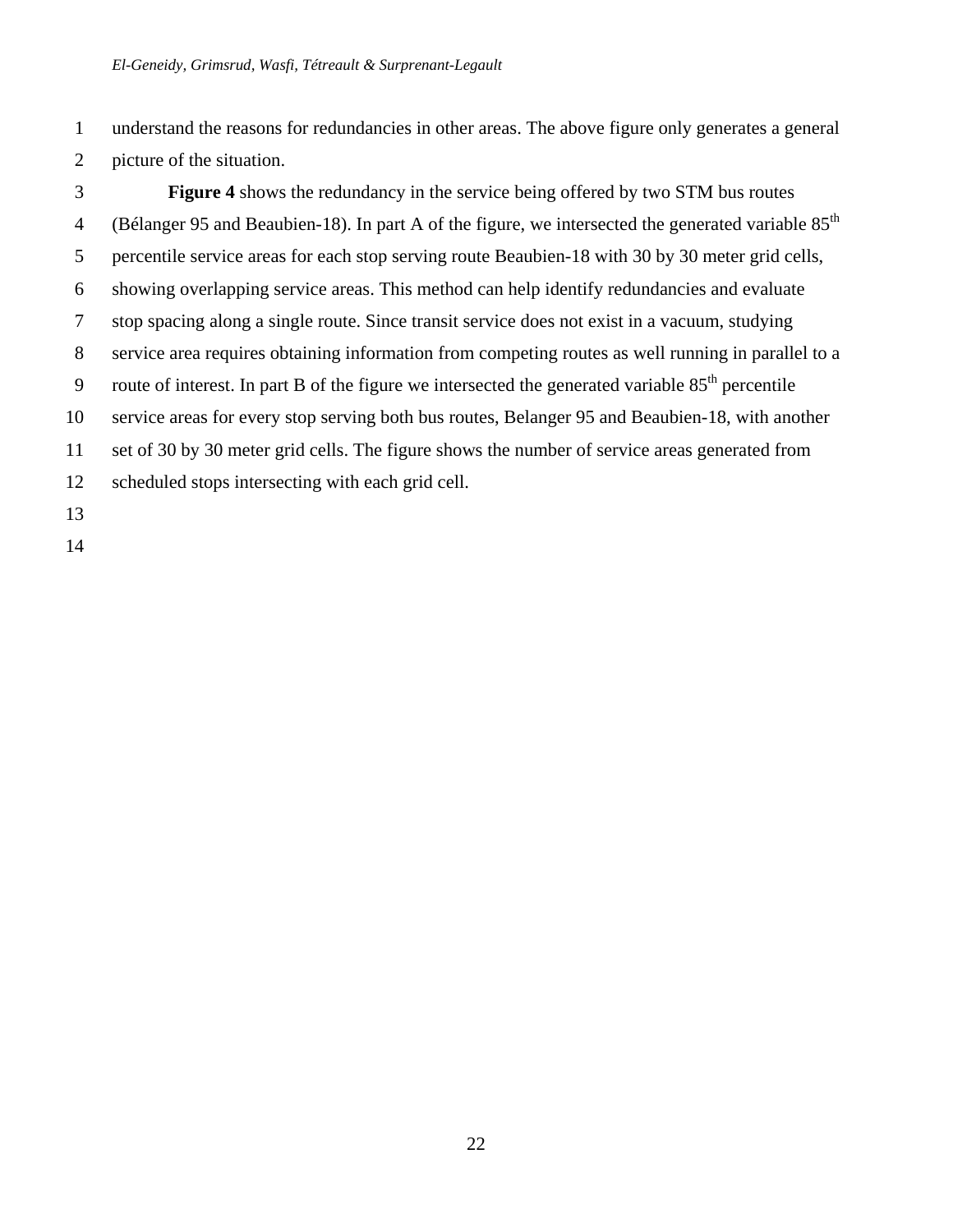understand the reasons for redundancies in other areas. The above figure only generates a general picture of the situation.

**Figure 4** shows the redundancy in the service being offered by two STM bus routes (Bélanger 95 and Beaubien-18). In part A of the figure, we intersected the generated variable 85$^{th}$ percentile service areas for each stop serving route Beaubien-18 with 30 by 30 meter grid cells, showing overlapping service areas. This method can help identify redundancies and evaluate stop spacing along a single route. Since transit service does not exist in a vacuum, studying service area requires obtaining information from competing routes as well running in parallel to a route of interest. In part B of the figure we intersected the generated variable 85$^{th}$ percentile service areas for every stop serving both bus routes, Belanger 95 and Beaubien-18, with another set of 30 by 30 meter grid cells. The figure shows the number of service areas generated from scheduled stops intersecting with each grid cell.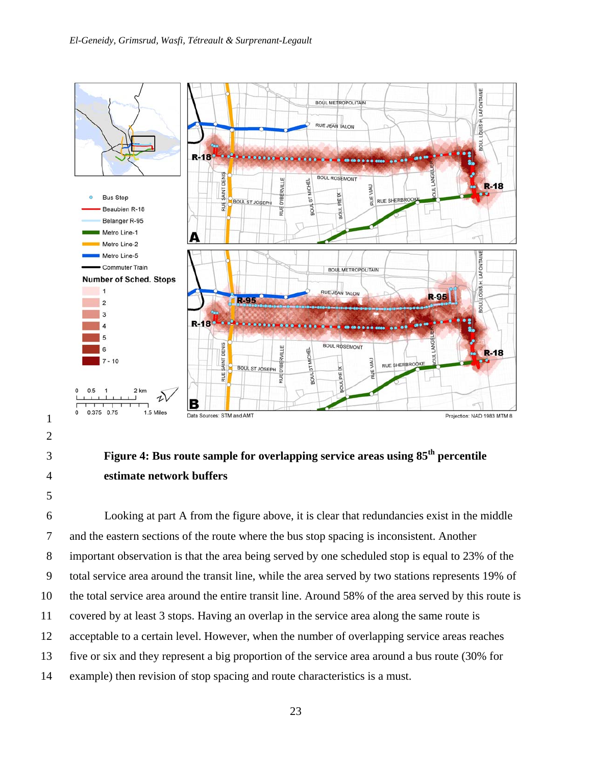Bus Stop
Beaubien R-18
Belanger R-95
Metro Line-1
Metro Line-2
Metro Line-5
Commuter Train

Number of Sched. Stops
1
2
3
4
5
6
7 - 10

0 0.5 1 2 km
0 0.375 0.75 1.5 Miles

BOUL METROPOLITAIN
RUE JEAN TALON
BOUL ROSEMONT
RUE SHERBROOKE
BOUL ST JOSEPH
RUE SAINT DENIS
RUE D'IBERVILLE
BOUL ST MICHEL
BOUL PIE IX
RUE VIAU
BOUL LANGELIER
BOUL LOUIS H. LAFONTAINE

R-18
R-95

A
B

Data Sources: STM and AMT

Projection: NAD 1983 MTM 8

**Figure 4: Bus route sample for overlapping service areas using 85th percentile estimate network buffers**

Looking at part A from the figure above, it is clear that redundancies exist in the middle and the eastern sections of the route where the bus stop spacing is inconsistent. Another important observation is that the area being served by one scheduled stop is equal to 23% of the total service area around the transit line, while the area served by two stations represents 19% of the total service area around the entire transit line. Around 58% of the area served by this route is covered by at least 3 stops. Having an overlap in the service area along the same route is acceptable to a certain level. However, when the number of overlapping service areas reaches five or six and they represent a big proportion of the service area around a bus route (30% for example) then revision of stop spacing and route characteristics is a must.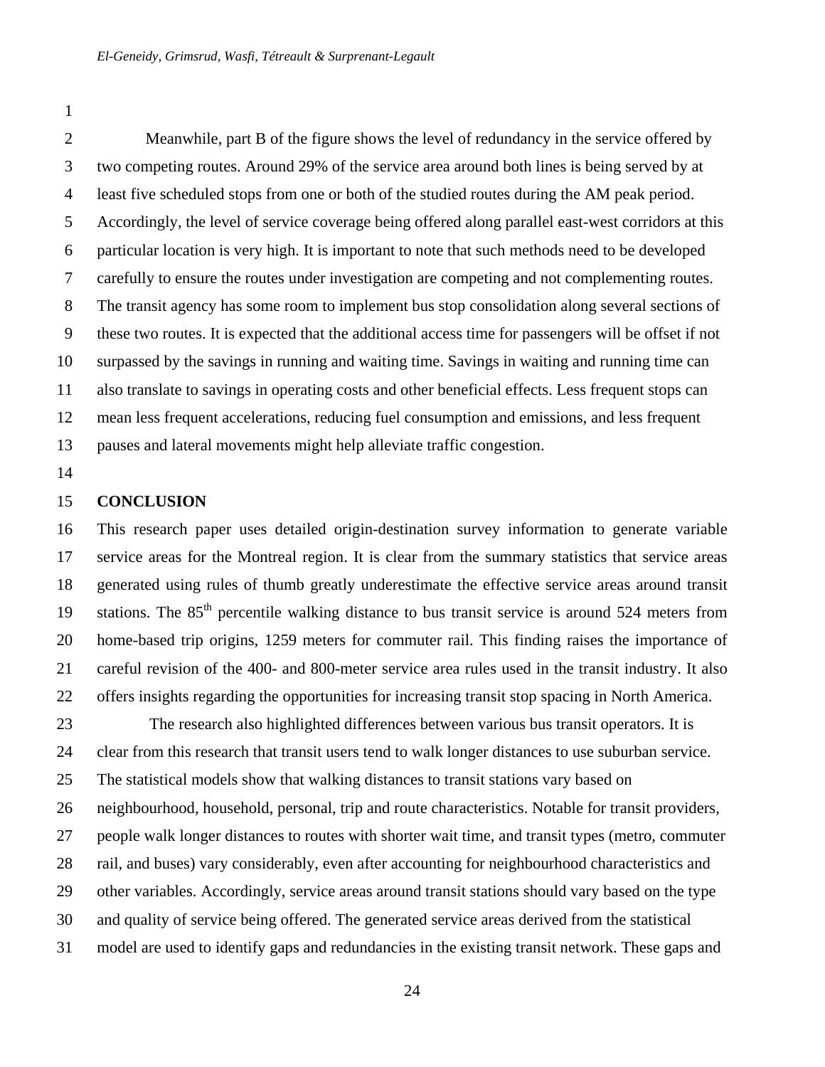Meanwhile, part B of the figure shows the level of redundancy in the service offered by two competing routes. Around 29% of the service area around both lines is being served by at least five scheduled stops from one or both of the studied routes during the AM peak period. Accordingly, the level of service coverage being offered along parallel east-west corridors at this particular location is very high. It is important to note that such methods need to be developed carefully to ensure the routes under investigation are competing and not complementing routes. The transit agency has some room to implement bus stop consolidation along several sections of these two routes. It is expected that the additional access time for passengers will be offset if not surpassed by the savings in running and waiting time. Savings in waiting and running time can also translate to savings in operating costs and other beneficial effects. Less frequent stops can mean less frequent accelerations, reducing fuel consumption and emissions, and less frequent pauses and lateral movements might help alleviate traffic congestion.

## CONCLUSION

This research paper uses detailed origin-destination survey information to generate variable service areas for the Montreal region. It is clear from the summary statistics that service areas generated using rules of thumb greatly underestimate the effective service areas around transit stations. The 85$^{th}$ percentile walking distance to bus transit service is around 524 meters from home-based trip origins, 1259 meters for commuter rail. This finding raises the importance of careful revision of the 400- and 800-meter service area rules used in the transit industry. It also offers insights regarding the opportunities for increasing transit stop spacing in North America.

The research also highlighted differences between various bus transit operators. It is clear from this research that transit users tend to walk longer distances to use suburban service. The statistical models show that walking distances to transit stations vary based on neighbourhood, household, personal, trip and route characteristics. Notable for transit providers, people walk longer distances to routes with shorter wait time, and transit types (metro, commuter rail, and buses) vary considerably, even after accounting for neighbourhood characteristics and other variables. Accordingly, service areas around transit stations should vary based on the type and quality of service being offered. The generated service areas derived from the statistical model are used to identify gaps and redundancies in the existing transit network. These gaps and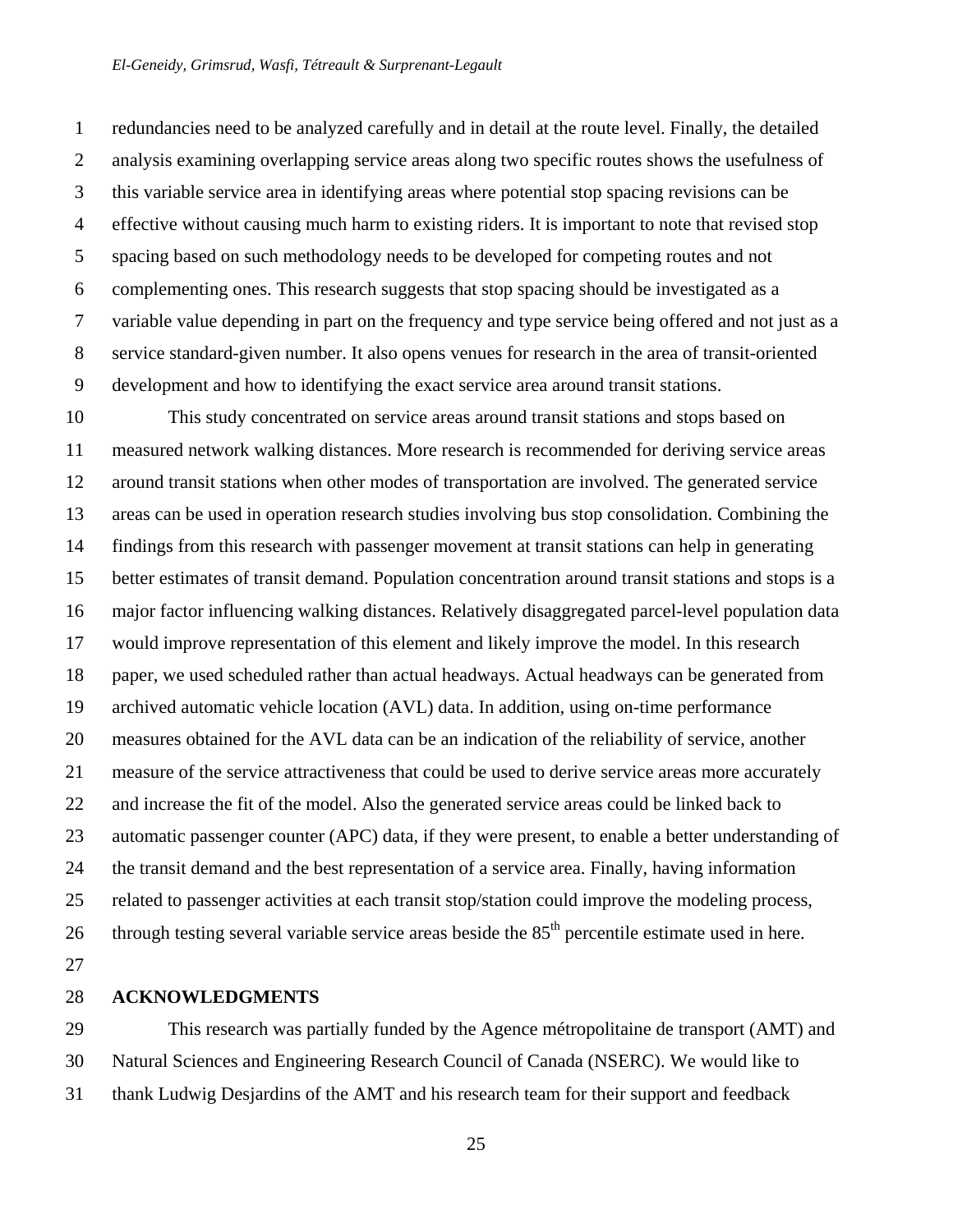redundancies need to be analyzed carefully and in detail at the route level. Finally, the detailed analysis examining overlapping service areas along two specific routes shows the usefulness of this variable service area in identifying areas where potential stop spacing revisions can be effective without causing much harm to existing riders. It is important to note that revised stop spacing based on such methodology needs to be developed for competing routes and not complementing ones. This research suggests that stop spacing should be investigated as a variable value depending in part on the frequency and type service being offered and not just as a service standard-given number. It also opens venues for research in the area of transit-oriented development and how to identifying the exact service area around transit stations.

This study concentrated on service areas around transit stations and stops based on measured network walking distances. More research is recommended for deriving service areas around transit stations when other modes of transportation are involved. The generated service areas can be used in operation research studies involving bus stop consolidation. Combining the findings from this research with passenger movement at transit stations can help in generating better estimates of transit demand. Population concentration around transit stations and stops is a major factor influencing walking distances. Relatively disaggregated parcel-level population data would improve representation of this element and likely improve the model. In this research paper, we used scheduled rather than actual headways. Actual headways can be generated from archived automatic vehicle location (AVL) data. In addition, using on-time performance measures obtained for the AVL data can be an indication of the reliability of service, another measure of the service attractiveness that could be used to derive service areas more accurately and increase the fit of the model. Also the generated service areas could be linked back to automatic passenger counter (APC) data, if they were present, to enable a better understanding of the transit demand and the best representation of a service area. Finally, having information related to passenger activities at each transit stop/station could improve the modeling process, through testing several variable service areas beside the $85^{th}$ percentile estimate used in here.

## ACKNOWLEDGMENTS

This research was partially funded by the Agence métropolitaine de transport (AMT) and Natural Sciences and Engineering Research Council of Canada (NSERC). We would like to thank Ludwig Desjardins of the AMT and his research team for their support and feedback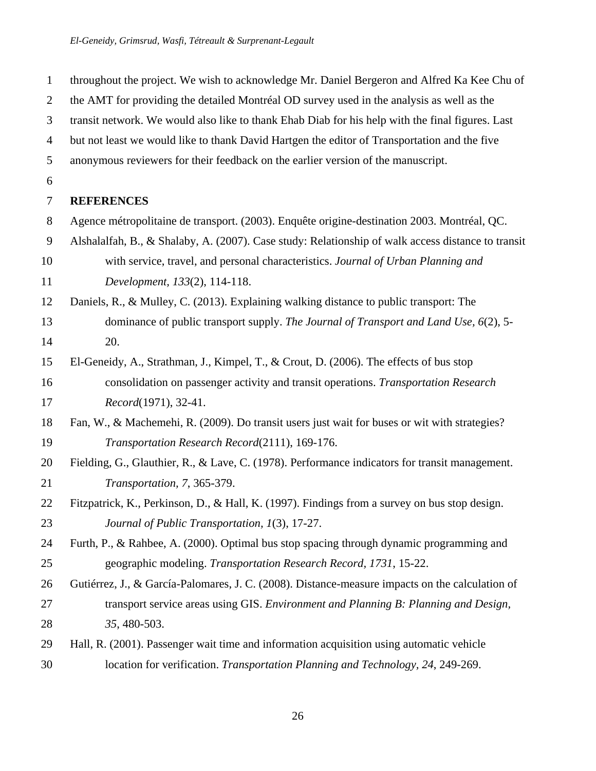throughout the project. We wish to acknowledge Mr. Daniel Bergeron and Alfred Ka Kee Chu of the AMT for providing the detailed Montréal OD survey used in the analysis as well as the transit network. We would also like to thank Ehab Diab for his help with the final figures. Last but not least we would like to thank David Hartgen the editor of Transportation and the five anonymous reviewers for their feedback on the earlier version of the manuscript.

## REFERENCES

Agence métropolitaine de transport. (2003). Enquête origine-destination 2003. Montréal, QC.

Alshalalfah, B., & Shalaby, A. (2007). Case study: Relationship of walk access distance to transit with service, travel, and personal characteristics. *Journal of Urban Planning and Development*, *133*(2), 114-118.

Daniels, R., & Mulley, C. (2013). Explaining walking distance to public transport: The dominance of public transport supply. *The Journal of Transport and Land Use, 6*(2), 5-20.

El-Geneidy, A., Strathman, J., Kimpel, T., & Crout, D. (2006). The effects of bus stop consolidation on passenger activity and transit operations. *Transportation Research Record*(1971), 32-41.

Fan, W., & Machemehi, R. (2009). Do transit users just wait for buses or wit with strategies? *Transportation Research Record*(2111), 169-176.

Fielding, G., Glauthier, R., & Lave, C. (1978). Performance indicators for transit management. *Transportation, 7*, 365-379.

Fitzpatrick, K., Perkinson, D., & Hall, K. (1997). Findings from a survey on bus stop design. *Journal of Public Transportation*, *1*(3), 17-27.

Furth, P., & Rahbee, A. (2000). Optimal bus stop spacing through dynamic programming and geographic modeling. *Transportation Research Record, 1731*, 15-22.

Gutiérrez, J., & García-Palomares, J. C. (2008). Distance-measure impacts on the calculation of transport service areas using GIS. *Environment and Planning B: Planning and Design, 35*, 480-503.

Hall, R. (2001). Passenger wait time and information acquisition using automatic vehicle location for verification. *Transportation Planning and Technology, 24*, 249-269.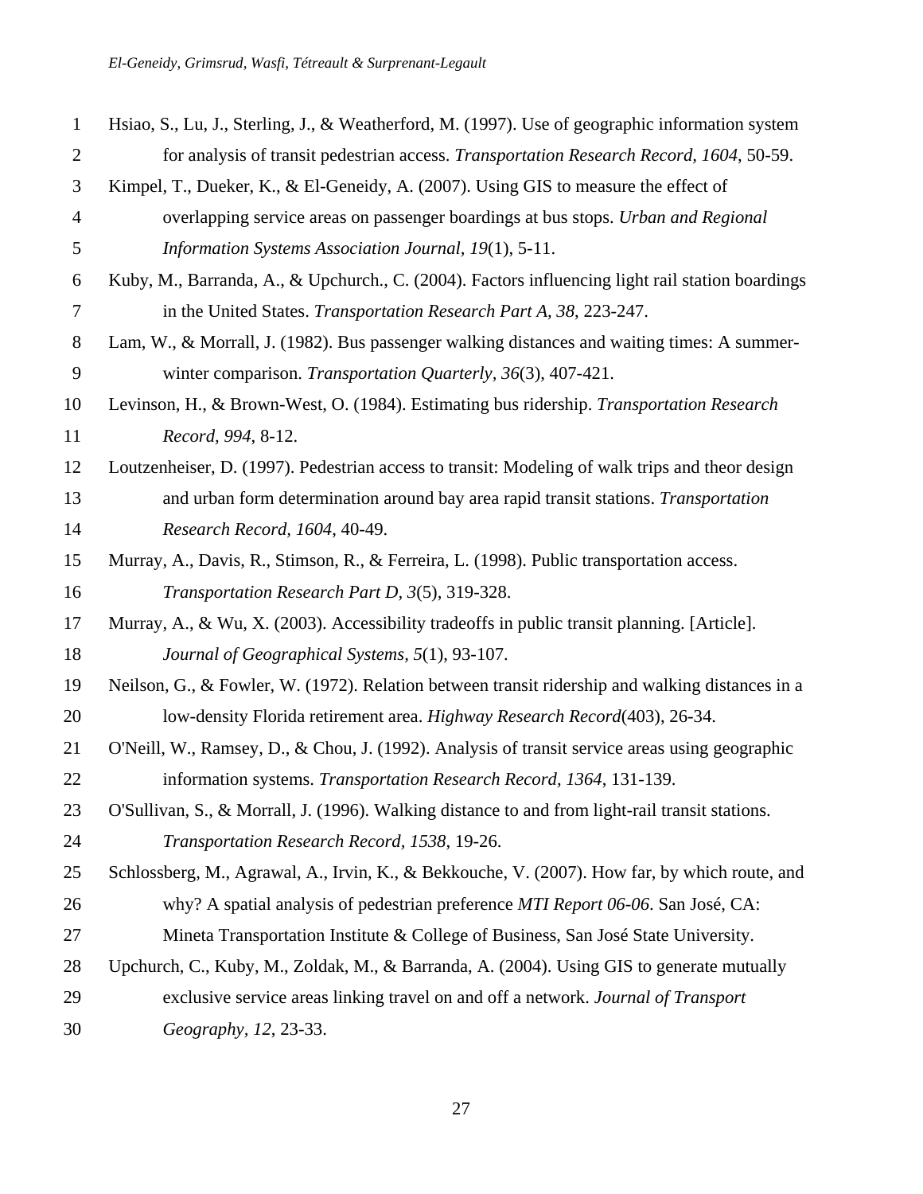Hsiao, S., Lu, J., Sterling, J., & Weatherford, M. (1997). Use of geographic information system for analysis of transit pedestrian access. *Transportation Research Record, 1604*, 50-59.

Kimpel, T., Dueker, K., & El-Geneidy, A. (2007). Using GIS to measure the effect of overlapping service areas on passenger boardings at bus stops. *Urban and Regional Information Systems Association Journal, 19*(1), 5-11.

Kuby, M., Barranda, A., & Upchurch., C. (2004). Factors influencing light rail station boardings in the United States. *Transportation Research Part A, 38*, 223-247.

Lam, W., & Morrall, J. (1982). Bus passenger walking distances and waiting times: A summer-winter comparison. *Transportation Quarterly, 36*(3), 407-421.

Levinson, H., & Brown-West, O. (1984). Estimating bus ridership. *Transportation Research Record, 994*, 8-12.

Loutzenheiser, D. (1997). Pedestrian access to transit: Modeling of walk trips and theor design and urban form determination around bay area rapid transit stations. *Transportation Research Record, 1604*, 40-49.

Murray, A., Davis, R., Stimson, R., & Ferreira, L. (1998). Public transportation access. *Transportation Research Part D, 3*(5), 319-328.

Murray, A., & Wu, X. (2003). Accessibility tradeoffs in public transit planning. [Article]. *Journal of Geographical Systems, 5*(1), 93-107.

Neilson, G., & Fowler, W. (1972). Relation between transit ridership and walking distances in a low-density Florida retirement area. *Highway Research Record*(403), 26-34.

O'Neill, W., Ramsey, D., & Chou, J. (1992). Analysis of transit service areas using geographic information systems. *Transportation Research Record, 1364*, 131-139.

O'Sullivan, S., & Morrall, J. (1996). Walking distance to and from light-rail transit stations. *Transportation Research Record, 1538*, 19-26.

Schlossberg, M., Agrawal, A., Irvin, K., & Bekkouche, V. (2007). How far, by which route, and why? A spatial analysis of pedestrian preference *MTI Report 06-06*. San José, CA: Mineta Transportation Institute & College of Business, San José State University.

Upchurch, C., Kuby, M., Zoldak, M., & Barranda, A. (2004). Using GIS to generate mutually exclusive service areas linking travel on and off a network. *Journal of Transport Geography, 12*, 23-33.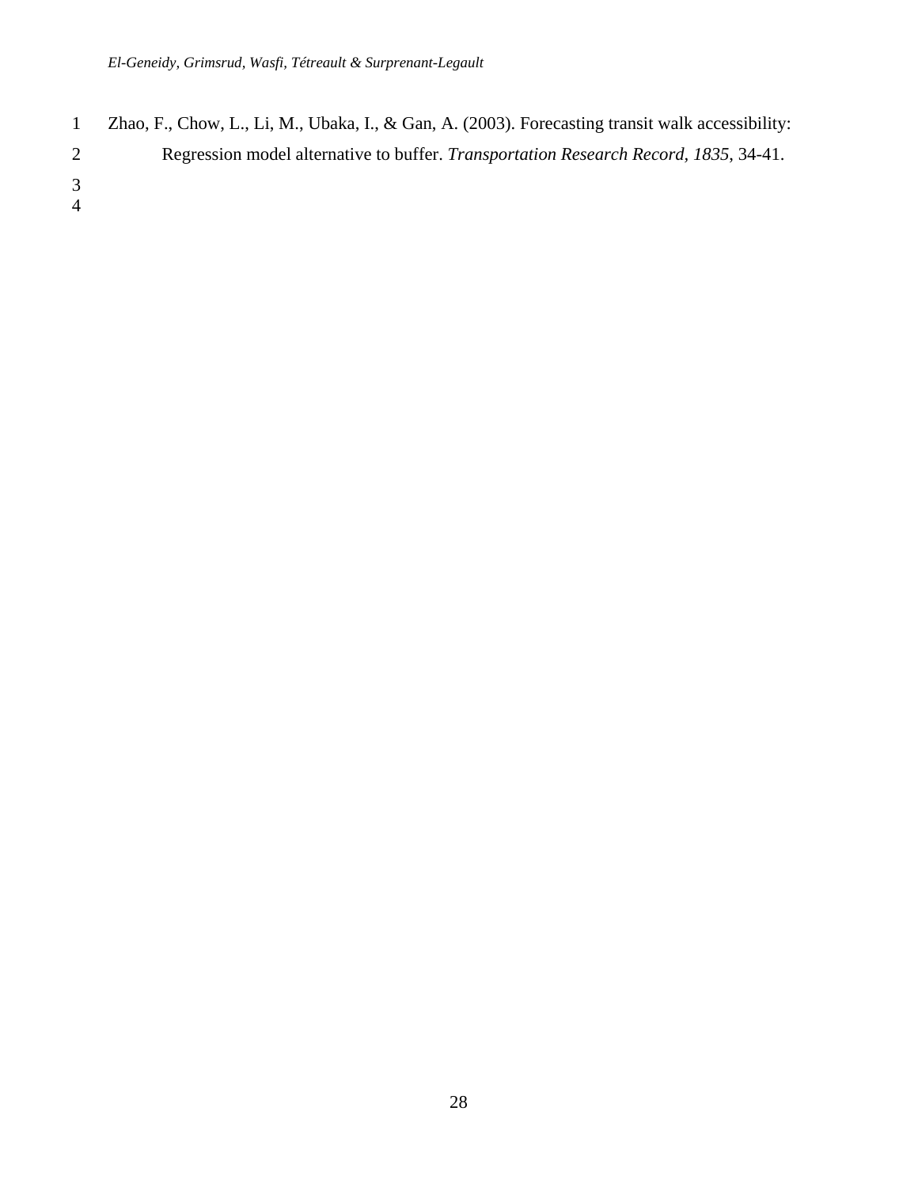Zhao, F., Chow, L., Li, M., Ubaka, I., & Gan, A. (2003). Forecasting transit walk accessibility: Regression model alternative to buffer. *Transportation Research Record, 1835*, 34-41.